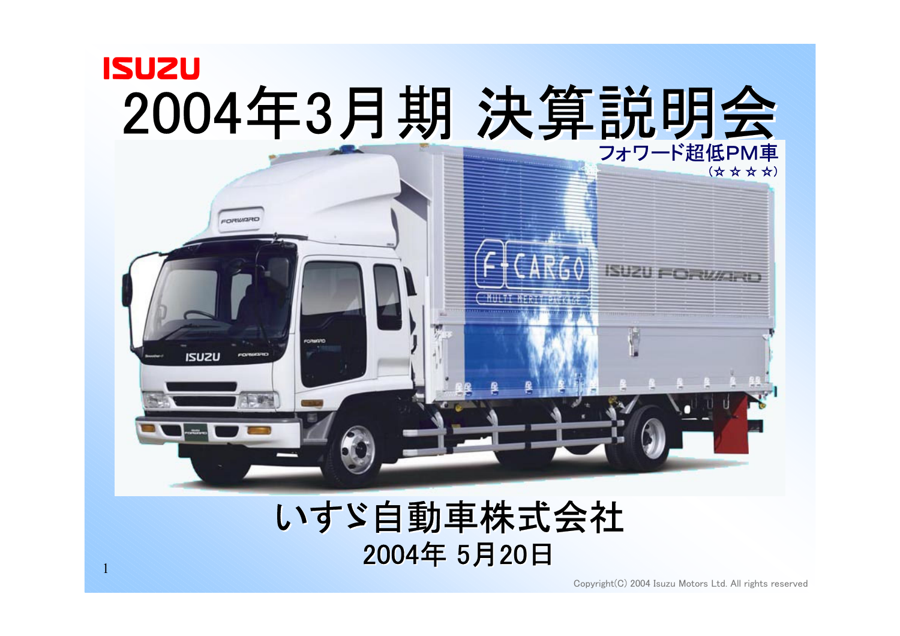ISUZU

# 2004年3月期 決算説明会

フォワード超低PM車
（☆☆☆☆）

いすゞ自動車株式会社

2004年 5月20日

Copyright(C) 2004 Isuzu Motors Ltd. All rights reserved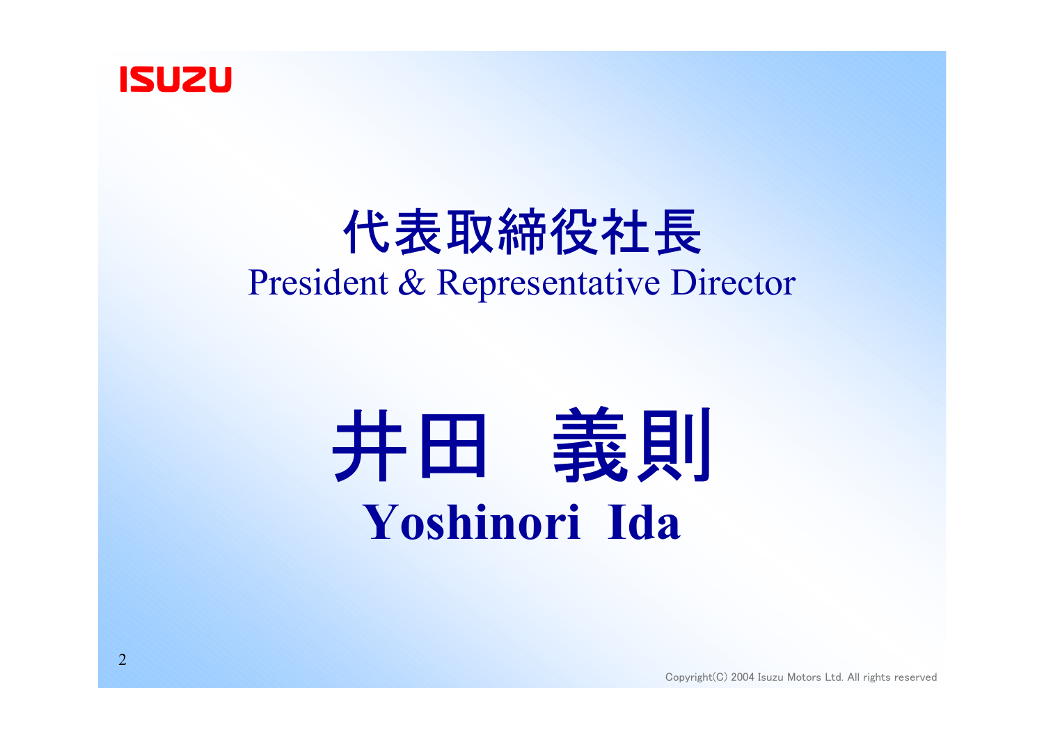ISUZU

# 代表取締役社長

President & Representative Director

# 井田　義則

**Yoshinori  Ida**

Copyright(C) 2004 Isuzu Motors Ltd. All rights reserved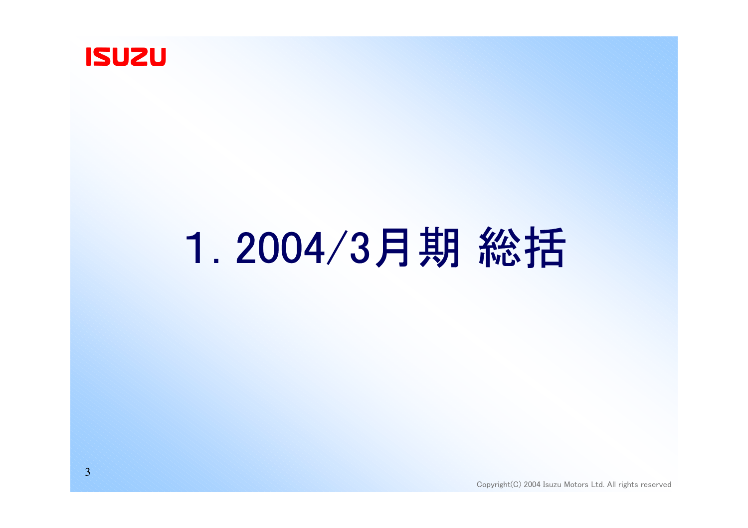# 1. 2004/3月期 総括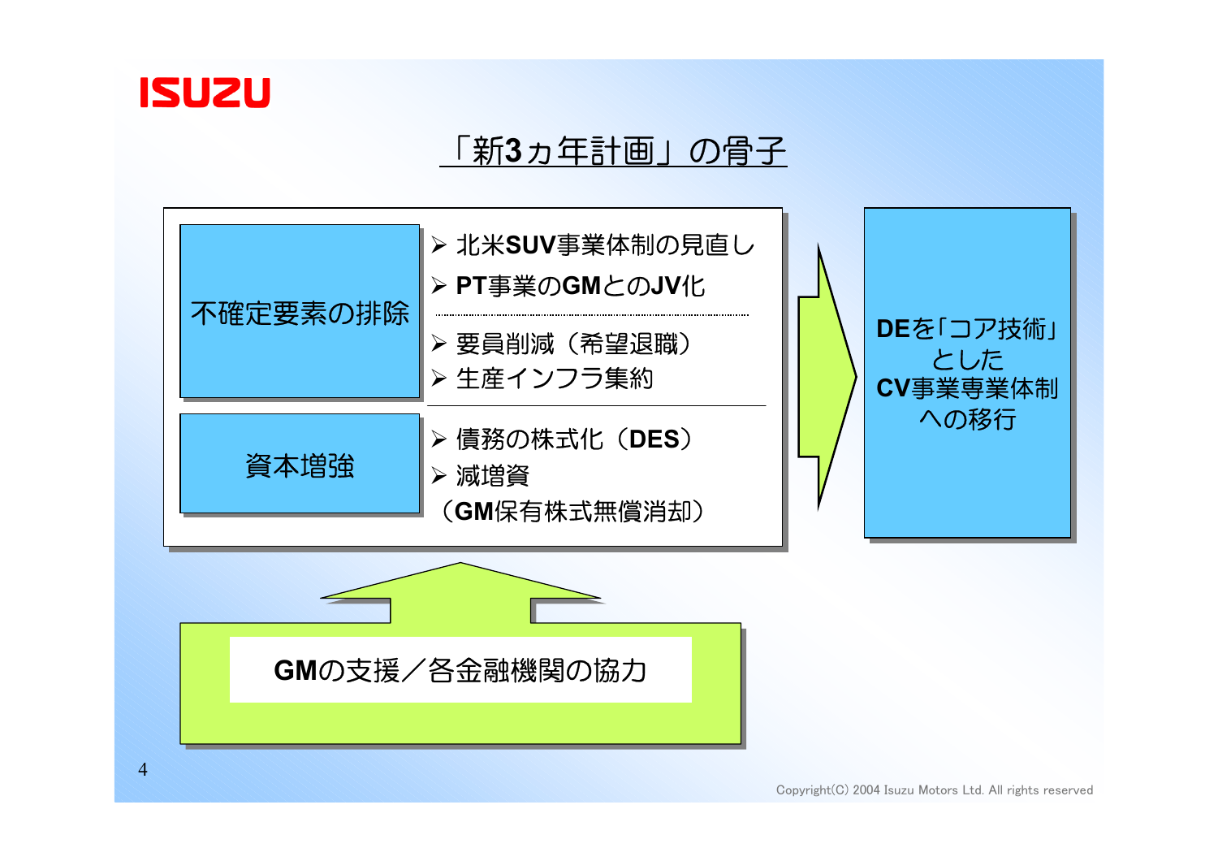# 「新3ヵ年計画」の骨子

**不確定要素の排除**

- 北米**SUV**事業体制の見直し
- **PT**事業の**GM**との**JV**化

---

- 要員削減（希望退職）
- 生産インフラ集約

**資本増強**

- 債務の株式化（**DES**）
- 減増資
（**GM**保有株式無償消却）

→ **DE**を「コア技術」とした**CV**事業専業体制への移行

↑ **GM**の支援／各金融機関の協力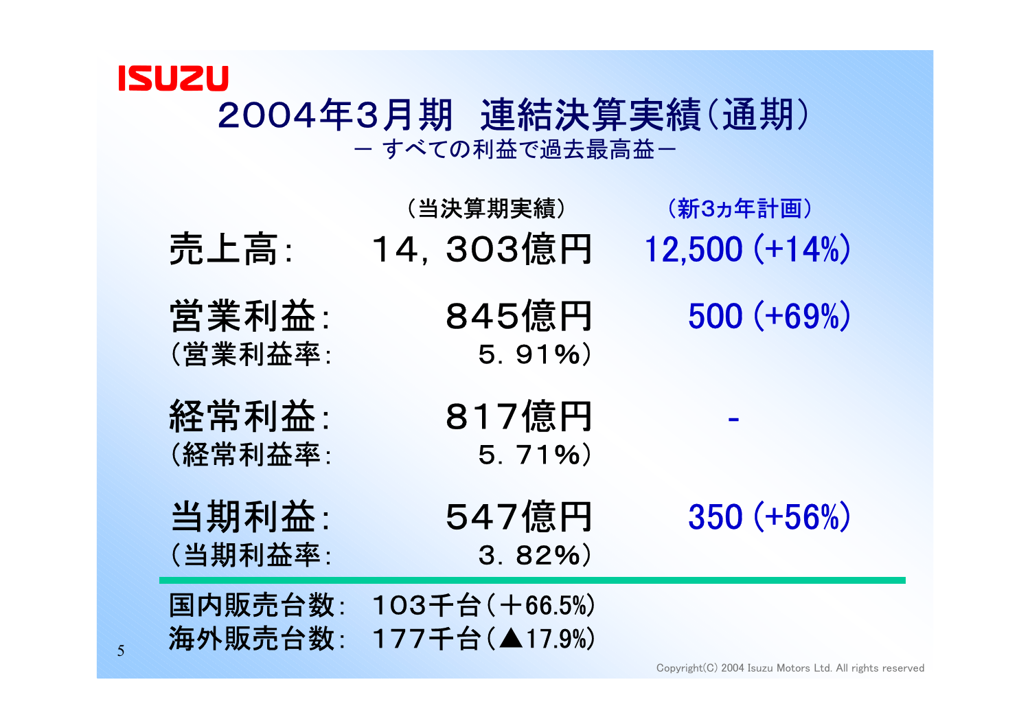ISUZU

# 2004年3月期　連結決算実績（通期）

― すべての利益で過去最高益 ―

| | （当決算期実績） | （新3ヵ年計画） |
|---|---|---|
| 売上高： | 14，303億円 | 12,500 (+14%) |
| 営業利益： | 845億円 | 500 (+69%) |
| （営業利益率： | 5．91%） | |
| 経常利益： | 817億円 | - |
| （経常利益率： | 5．71%） | |
| 当期利益： | 547億円 | 350 (+56%) |
| （当期利益率： | 3．82%） | |

国内販売台数：　103千台（＋66.5%）

海外販売台数：　177千台（▲17.9%）

Copyright(C) 2004 Isuzu Motors Ltd. All rights reserved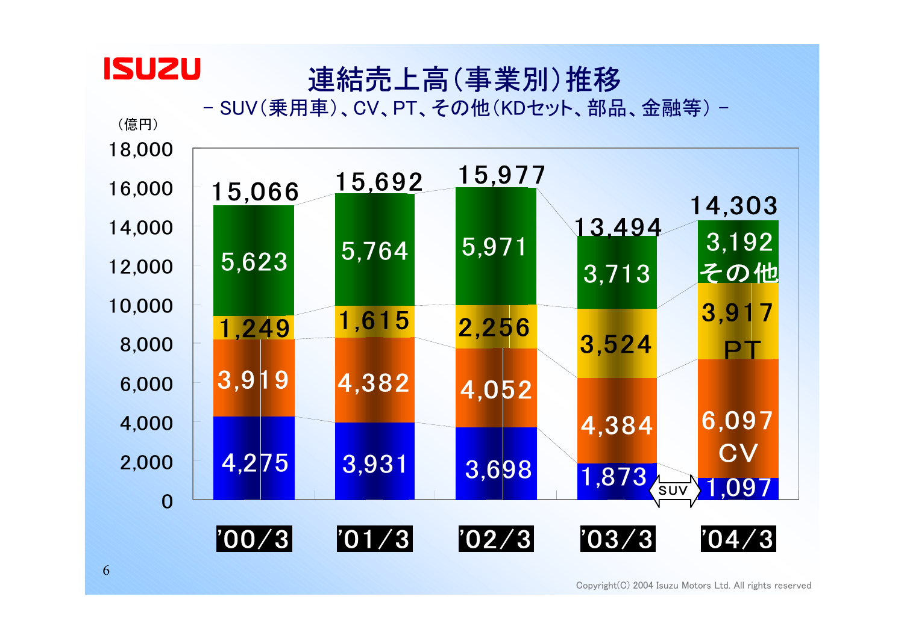# 連結売上高(事業別)推移

- SUV(乗用車)、CV、PT、その他(KDセット、部品、金融等) -

(億円)

| | '00/3 | '01/3 | '02/3 | '03/3 | '04/3 |
|---|---|---|---|---|---|
| その他 | 5,623 | 5,764 | 5,971 | 3,713 | 3,192 |
| PT | 1,249 | 1,615 | 2,256 | 3,524 | 3,917 |
| CV | 3,919 | 4,382 | 4,052 | 4,384 | 6,097 |
| SUV | 4,275 | 3,931 | 3,698 | 1,873 | 1,097 |
| 合計 | 15,066 | 15,692 | 15,977 | 13,494 | 14,303 |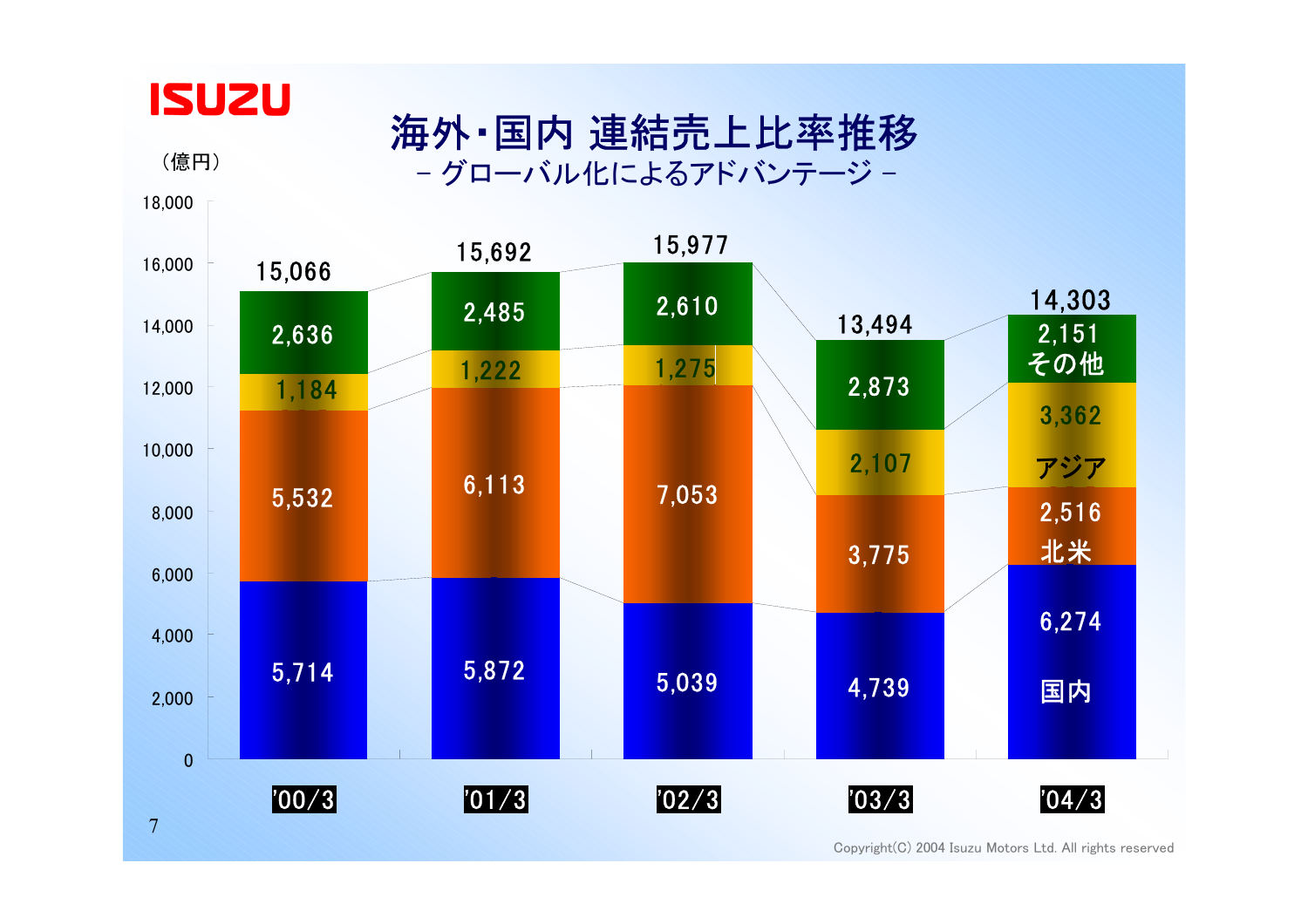# 海外・国内 連結売上比率推移

## － グローバル化によるアドバンテージ －

（億円）

| | '00/3 | '01/3 | '02/3 | '03/3 | '04/3 |
|---|---|---|---|---|---|
| その他 | 2,636 | 2,485 | 2,610 | 2,873 | 2,151 |
| アジア | 1,184 | 1,222 | 1,275 | 2,107 | 3,362 |
| 北米 | 5,532 | 6,113 | 7,053 | 3,775 | 2,516 |
| 国内 | 5,714 | 5,872 | 5,039 | 4,739 | 6,274 |
| 合計 | 15,066 | 15,692 | 15,977 | 13,494 | 14,303 |

Copyright(C) 2004 Isuzu Motors Ltd. All rights reserved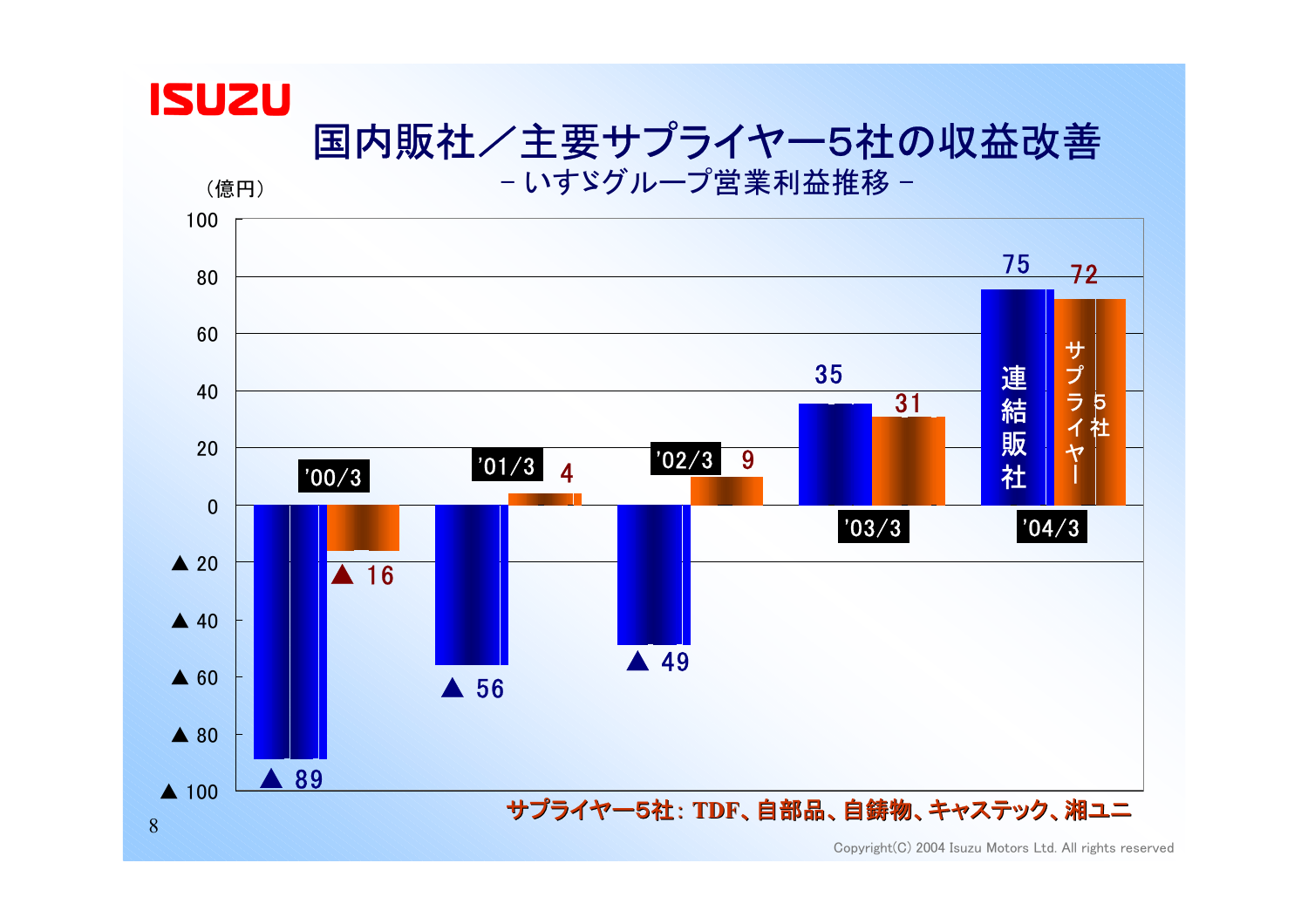# 国内販社／主要サプライヤー5社の収益改善

－ いすゞグループ営業利益推移 －

（億円）

| | '00/3 | '01/3 | '02/3 | '03/3 | '04/3 |
|---|---|---|---|---|---|
| 連結販社 | ▲ 89 | ▲ 56 | ▲ 49 | 35 | 75 |
| サプライヤー5社 | ▲ 16 | 4 | 9 | 31 | 72 |

サプライヤー5社：TDF、自部品、自鋳物、キャステック、湘ユニ

Copyright(C) 2004 Isuzu Motors Ltd. All rights reserved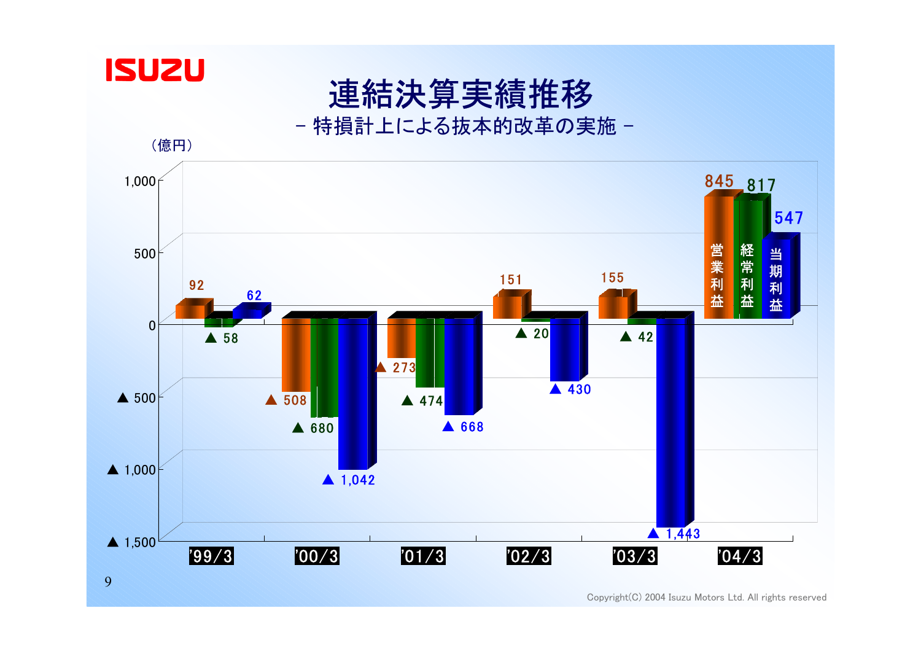# 連結決算実績推移

- 特損計上による抜本的改革の実施 -

（億円）

| | 営業利益 | 経常利益 | 当期利益 |
|---|---|---|---|
| '99/3 | 92 | ▲ 58 | 62 |
| '00/3 | ▲ 508 | ▲ 680 | ▲ 1,042 |
| '01/3 | ▲ 273 | ▲ 474 | ▲ 668 |
| '02/3 | 151 | ▲ 20 | ▲ 430 |
| '03/3 | 155 | ▲ 42 | ▲ 1,443 |
| '04/3 | 845 | 817 | 547 |

Copyright(C) 2004 Isuzu Motors Ltd. All rights reserved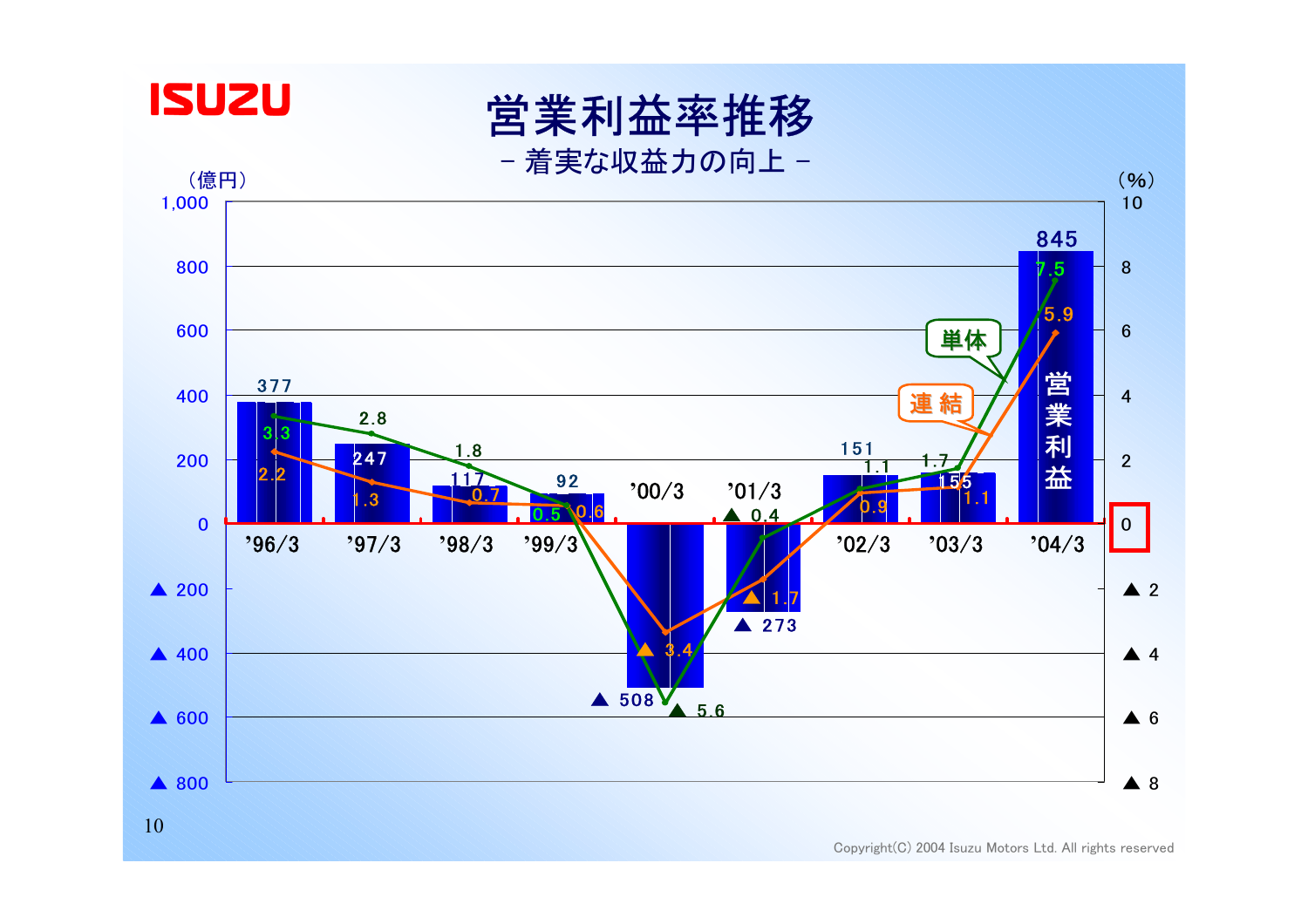# 営業利益率推移

## － 着実な収益力の向上 －

| 年度 | 営業利益（億円） | 単体（%） | 連結（%） |
|---|---|---|---|
| '96/3 | 377 | 3.3 | 2.2 |
| '97/3 | 247 | 2.8 | 1.3 |
| '98/3 | 117 | 1.8 | 0.7 |
| '99/3 | 92 | 0.5 | 0.6 |
| '00/3 | ▲508 | ▲5.6 | ▲3.4 |
| '01/3 | ▲273 | ▲0.4 | ▲1.7 |
| '02/3 | 151 | 1.1 | 0.9 |
| '03/3 | 155 | 1.7 | 1.1 |
| '04/3 | 845 | 7.5 | 5.9 |

Copyright(C) 2004 Isuzu Motors Ltd. All rights reserved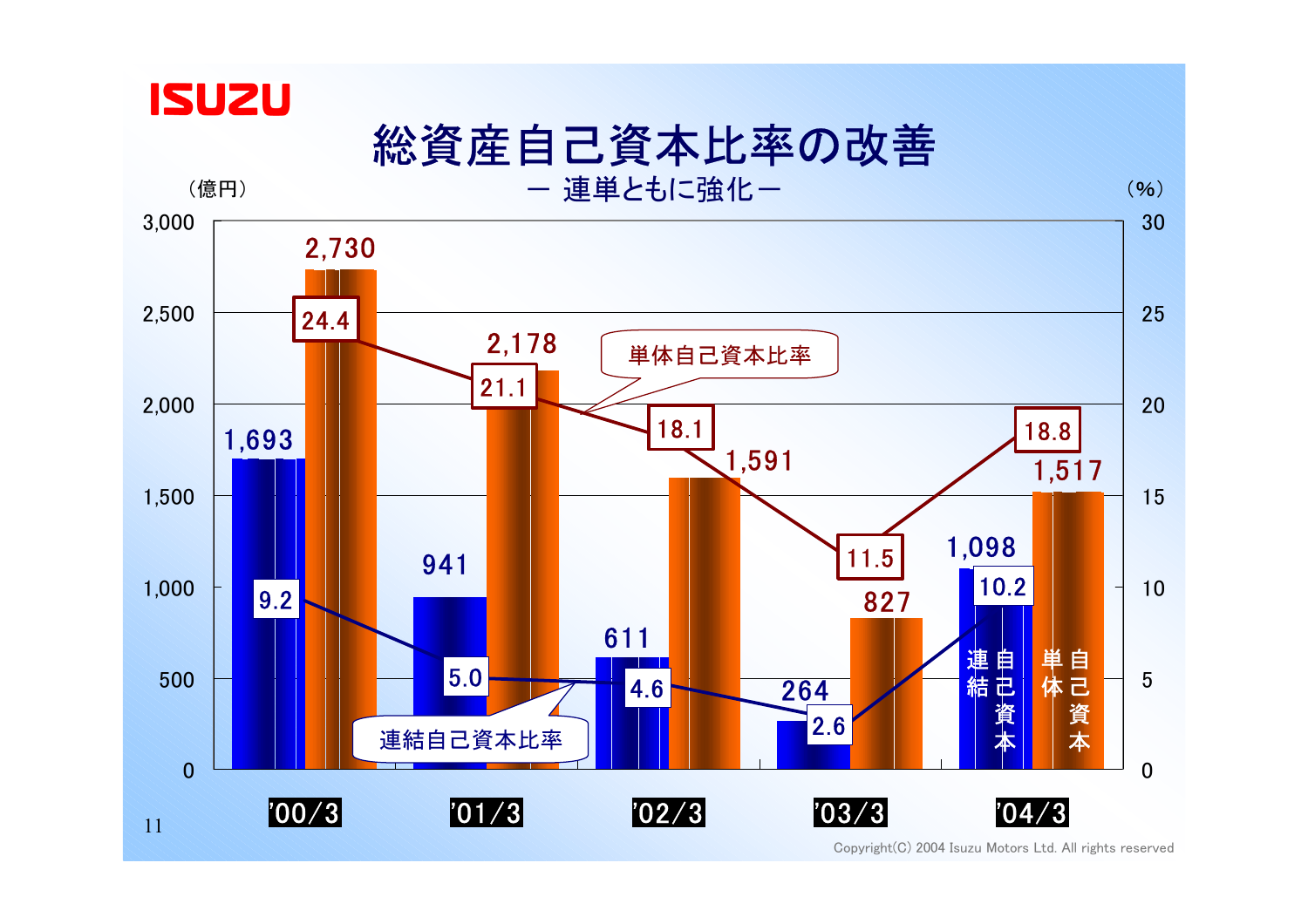# 総資産自己資本比率の改善

## ー 連単ともに強化ー

（億円） （%）

| | '00/3 | '01/3 | '02/3 | '03/3 | '04/3 |
|---|---|---|---|---|---|
| 連結自己資本（億円） | 1,693 | 941 | 611 | 264 | 1,098 |
| 単体自己資本（億円） | 2,730 | 2,178 | 1,591 | 827 | 1,517 |
| 連結自己資本比率（%） | 9.2 | 5.0 | 4.6 | 2.6 | 10.2 |
| 単体自己資本比率（%） | 24.4 | 21.1 | 18.1 | 11.5 | 18.8 |

Copyright(C) 2004 Isuzu Motors Ltd. All rights reserved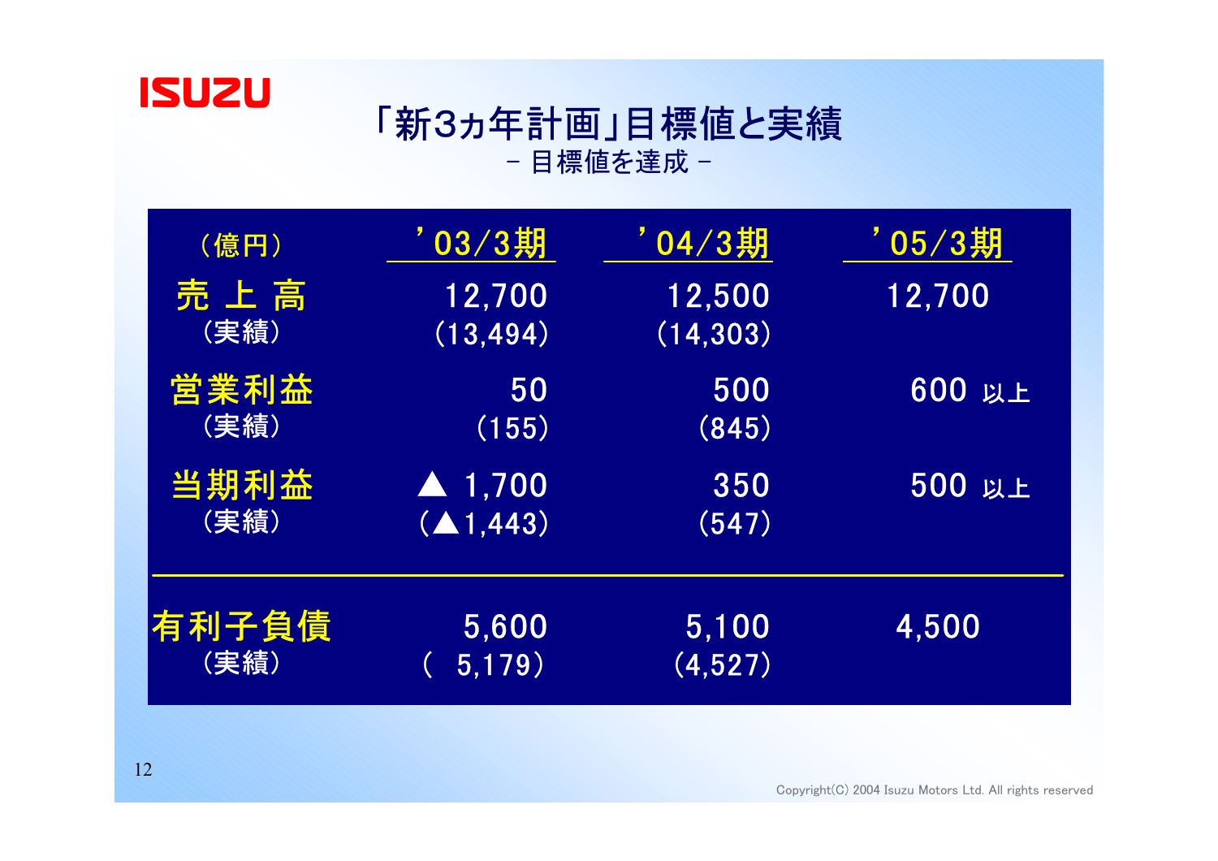# 「新3ヵ年計画」目標値と実績

－ 目標値を達成 －

| （億円） | ’03/3期 | ’04/3期 | ’05/3期 |
|---|---|---|---|
| 売 上 高 | 12,700 | 12,500 | 12,700 |
| （実績） | (13,494) | (14,303) | |
| 営業利益 | 50 | 500 | 600 以上 |
| （実績） | (155) | (845) | |
| 当期利益 | ▲ 1,700 | 350 | 500 以上 |
| （実績） | (▲1,443) | (547) | |
| 有利子負債 | 5,600 | 5,100 | 4,500 |
| （実績） | ( 5,179) | (4,527) | |

Copyright(C) 2004 Isuzu Motors Ltd. All rights reserved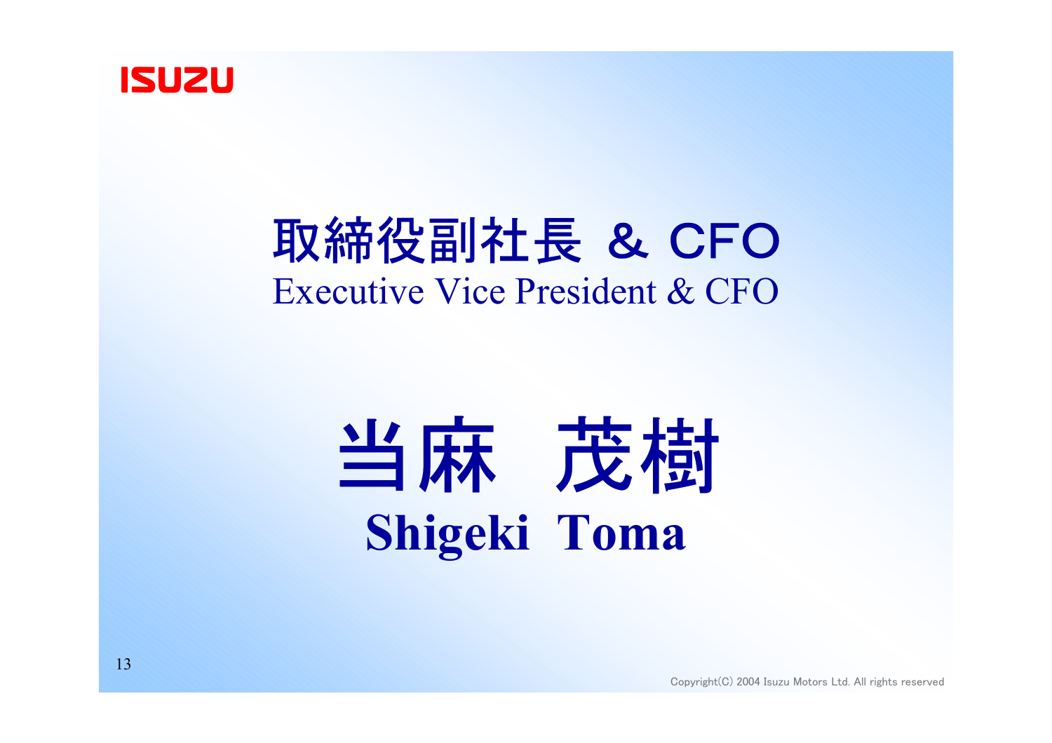## 取締役副社長 & CFO
Executive Vice President & CFO

# 当麻　茂樹
**Shigeki Toma**

Copyright(C) 2004 Isuzu Motors Ltd. All rights reserved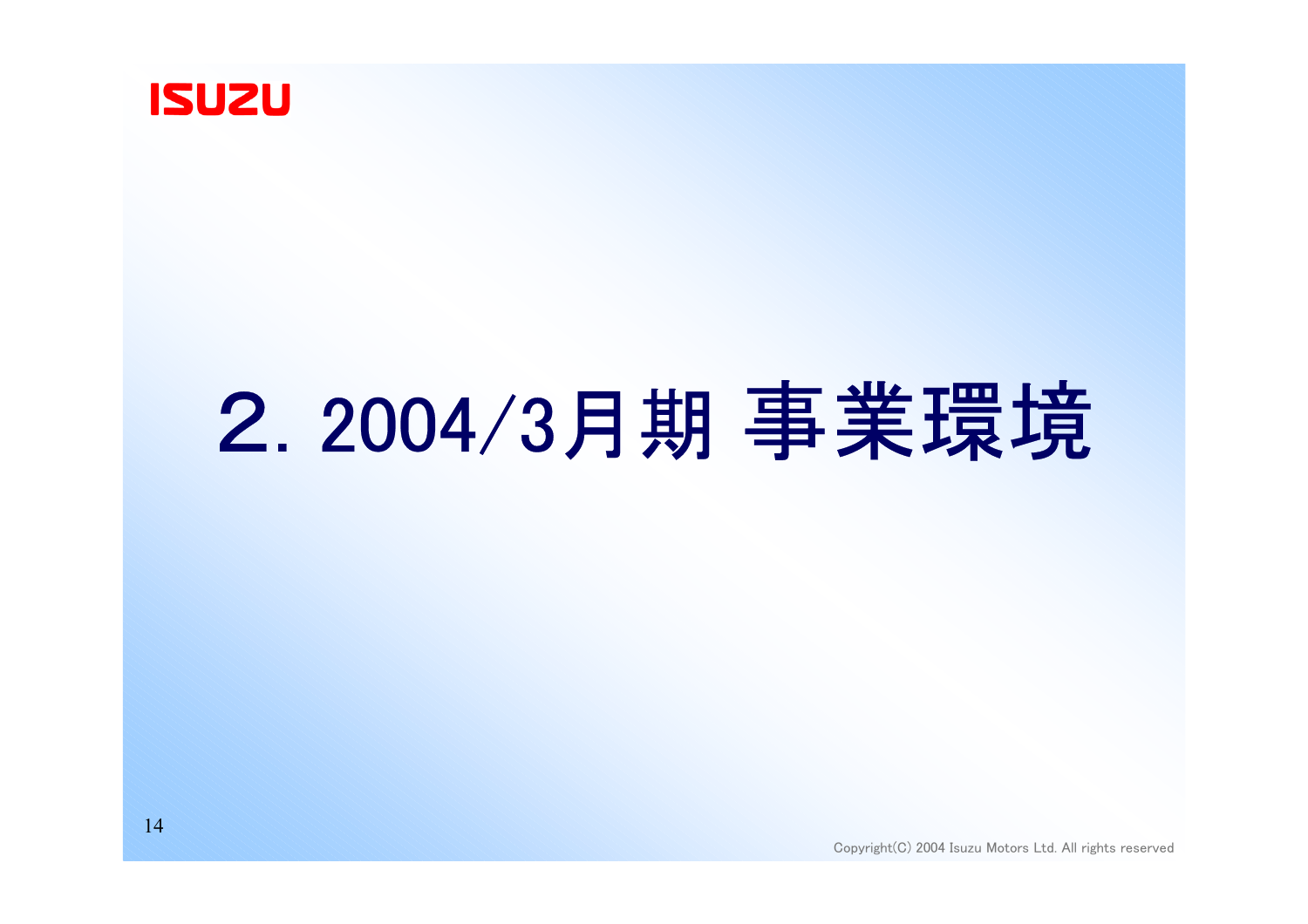# ２. 2004/3月期 事業環境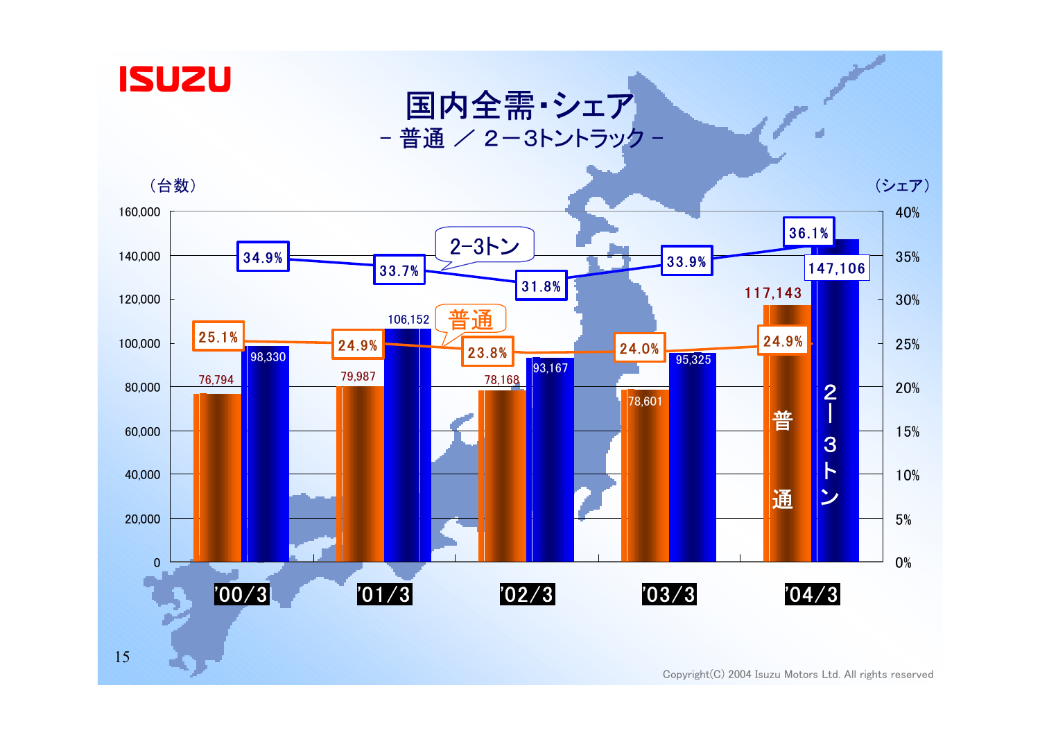# 国内全需・シェア

## - 普通 ／ 2－3トントラック -

| | '00/3 | '01/3 | '02/3 | '03/3 | '04/3 |
|---|---|---|---|---|---|
| 普通（台数） | 76,794 | 79,987 | 78,168 | 78,601 | 117,143 |
| 2－3トン（台数） | 98,330 | 106,152 | 93,167 | 95,325 | 147,106 |
| 普通（シェア） | 25.1% | 24.9% | 23.8% | 24.0% | 24.9% |
| 2－3トン（シェア） | 34.9% | 33.7% | 31.8% | 33.9% | 36.1% |

Copyright(C) 2004 Isuzu Motors Ltd. All rights reserved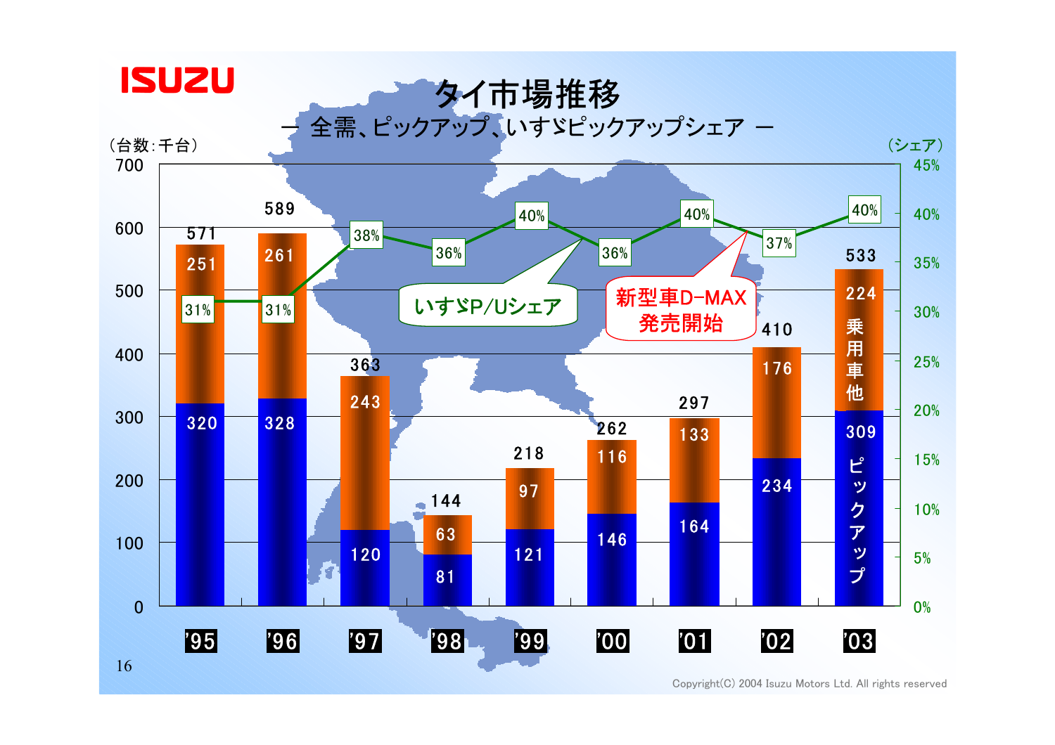# タイ市場推移

― 全需、ピックアップ、いすゞピックアップシェア ―

（台数：千台）

| 年 | ピックアップ | 乗用車他 | 全需 | いすゞP/Uシェア |
|---|---|---|---|---|
| '95 | 320 | 251 | 571 | 31% |
| '96 | 328 | 261 | 589 | 31% |
| '97 | 120 | 243 | 363 | 38% |
| '98 | 81 | 63 | 144 | 36% |
| '99 | 121 | 97 | 218 | 40% |
| '00 | 146 | 116 | 262 | 36% |
| '01 | 164 | 133 | 297 | 40% |
| '02 | 234 | 176 | 410 | 37% |
| '03 | 309 | 224 | 533 | 40% |

新型車D-MAX発売開始（'01～'02）

Copyright(C) 2004 Isuzu Motors Ltd. All rights reserved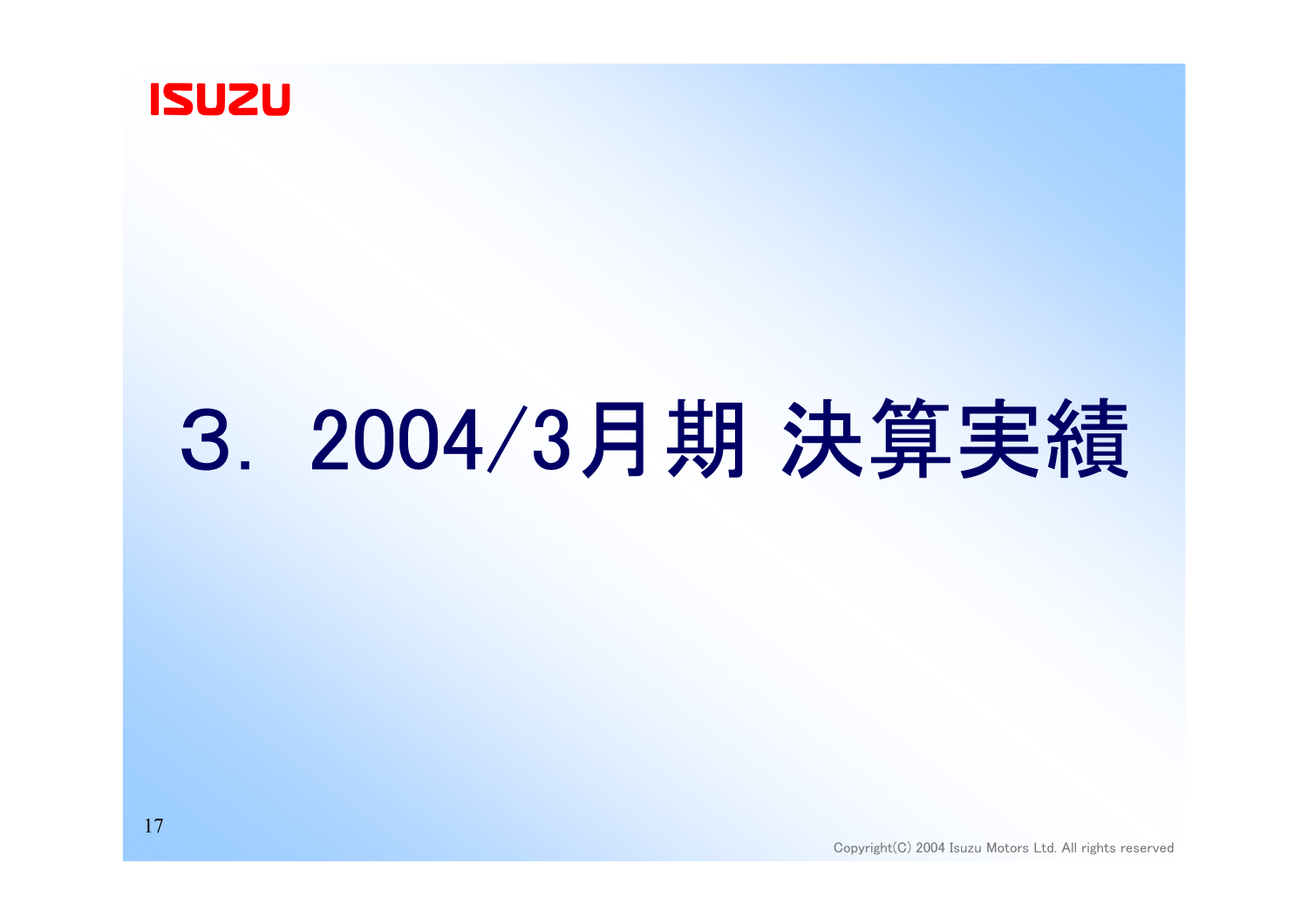# 3．2004/3月期 決算実績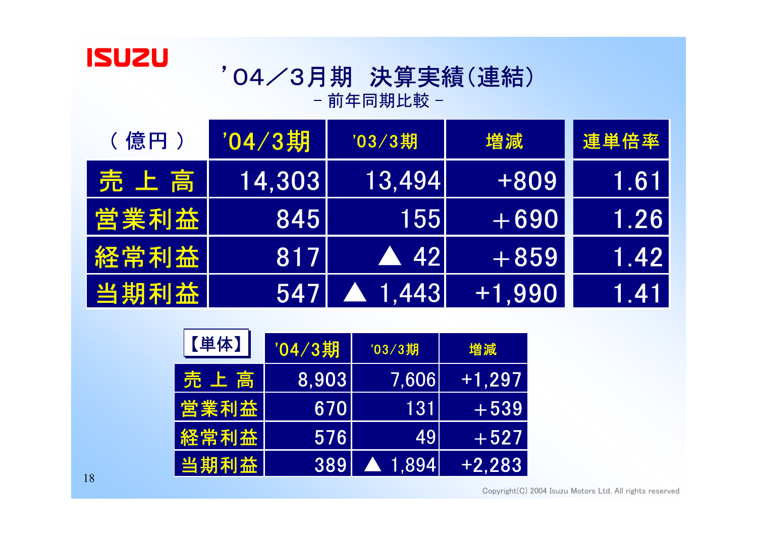# ’04／3月期　決算実績(連結)

－ 前年同期比較 －

| ( 億円 ) | ’04/3期 | ’03/3期 | 増減 | 連単倍率 |
|---|---|---|---|---|
| 売 上 高 | 14,303 | 13,494 | +809 | 1.61 |
| 営業利益 | 845 | 155 | ＋690 | 1.26 |
| 経常利益 | 817 | ▲ 42 | ＋859 | 1.42 |
| 当期利益 | 547 | ▲ 1,443 | +1,990 | 1.41 |

| 【単体】 | ’04/3期 | ’03/3期 | 増減 |
|---|---|---|---|
| 売 上 高 | 8,903 | 7,606 | +1,297 |
| 営業利益 | 670 | 131 | ＋539 |
| 経常利益 | 576 | 49 | ＋527 |
| 当期利益 | 389 | ▲ 1,894 | +2,283 |

Copyright(C) 2004 Isuzu Motors Ltd. All rights reserved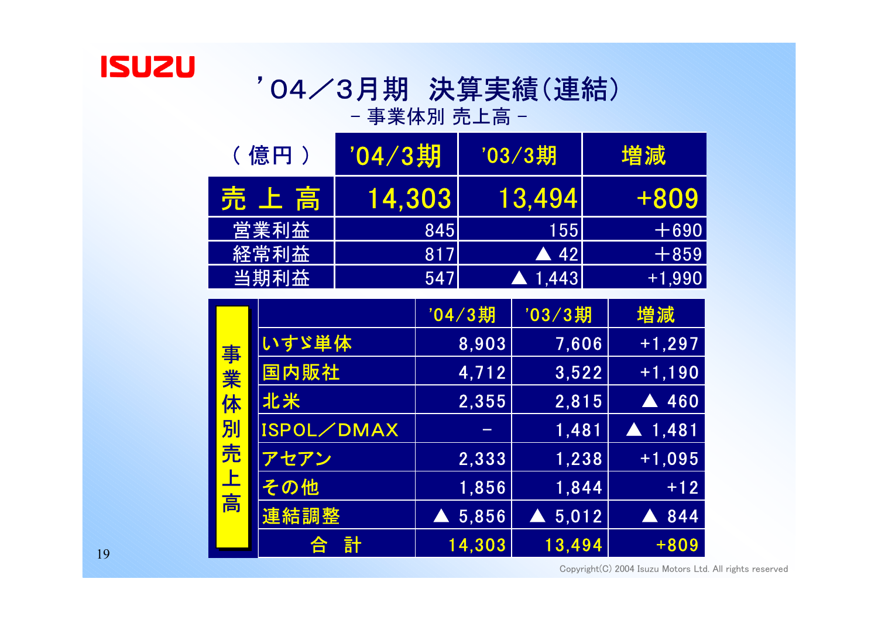ISUZU

# '04／3月期 決算実績(連結)

## - 事業体別 売上高 -

| (億円) | '04/3期 | '03/3期 | 増減 |
|---|---|---|---|
| 売上高 | 14,303 | 13,494 | +809 |
| 営業利益 | 845 | 155 | ＋690 |
| 経常利益 | 817 | ▲ 42 | ＋859 |
| 当期利益 | 547 | ▲ 1,443 | +1,990 |

| 事業体別売上高 | '04/3期 | '03/3期 | 増減 |
|---|---|---|---|
| いすゞ単体 | 8,903 | 7,606 | +1,297 |
| 国内販社 | 4,712 | 3,522 | +1,190 |
| 北米 | 2,355 | 2,815 | ▲ 460 |
| ISPOL／DMAX | − | 1,481 | ▲ 1,481 |
| アセアン | 2,333 | 1,238 | +1,095 |
| その他 | 1,856 | 1,844 | +12 |
| 連結調整 | ▲ 5,856 | ▲ 5,012 | ▲ 844 |
| 合計 | 14,303 | 13,494 | +809 |

Copyright(C) 2004 Isuzu Motors Ltd. All rights reserved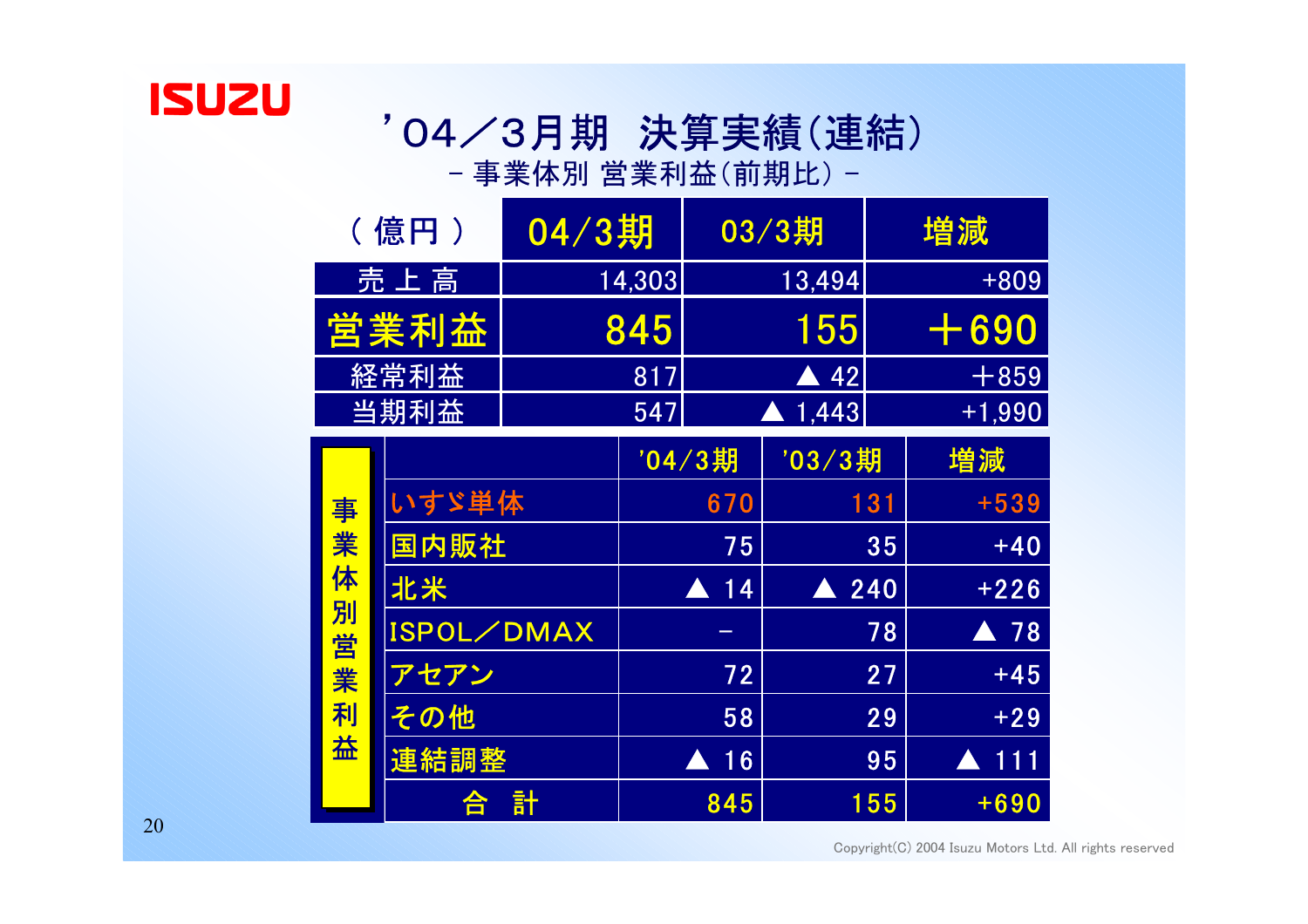# '04／3月期　決算実績(連結)

## - 事業体別 営業利益(前期比) -

| (億円) | 04/3期 | 03/3期 | 増減 |
|---|---|---|---|
| 売上高 | 14,303 | 13,494 | +809 |
| **営業利益** | **845** | **155** | **＋690** |
| 経常利益 | 817 | ▲ 42 | ＋859 |
| 当期利益 | 547 | ▲ 1,443 | +1,990 |

| 事業体別営業利益 | '04/3期 | '03/3期 | 増減 |
|---|---|---|---|
| いすゞ単体 | 670 | 131 | +539 |
| 国内販社 | 75 | 35 | +40 |
| 北米 | ▲ 14 | ▲ 240 | +226 |
| ISPOL／DMAX | － | 78 | ▲ 78 |
| アセアン | 72 | 27 | +45 |
| その他 | 58 | 29 | +29 |
| 連結調整 | ▲ 16 | 95 | ▲ 111 |
| 合　計 | 845 | 155 | +690 |

Copyright(C) 2004 Isuzu Motors Ltd. All rights reserved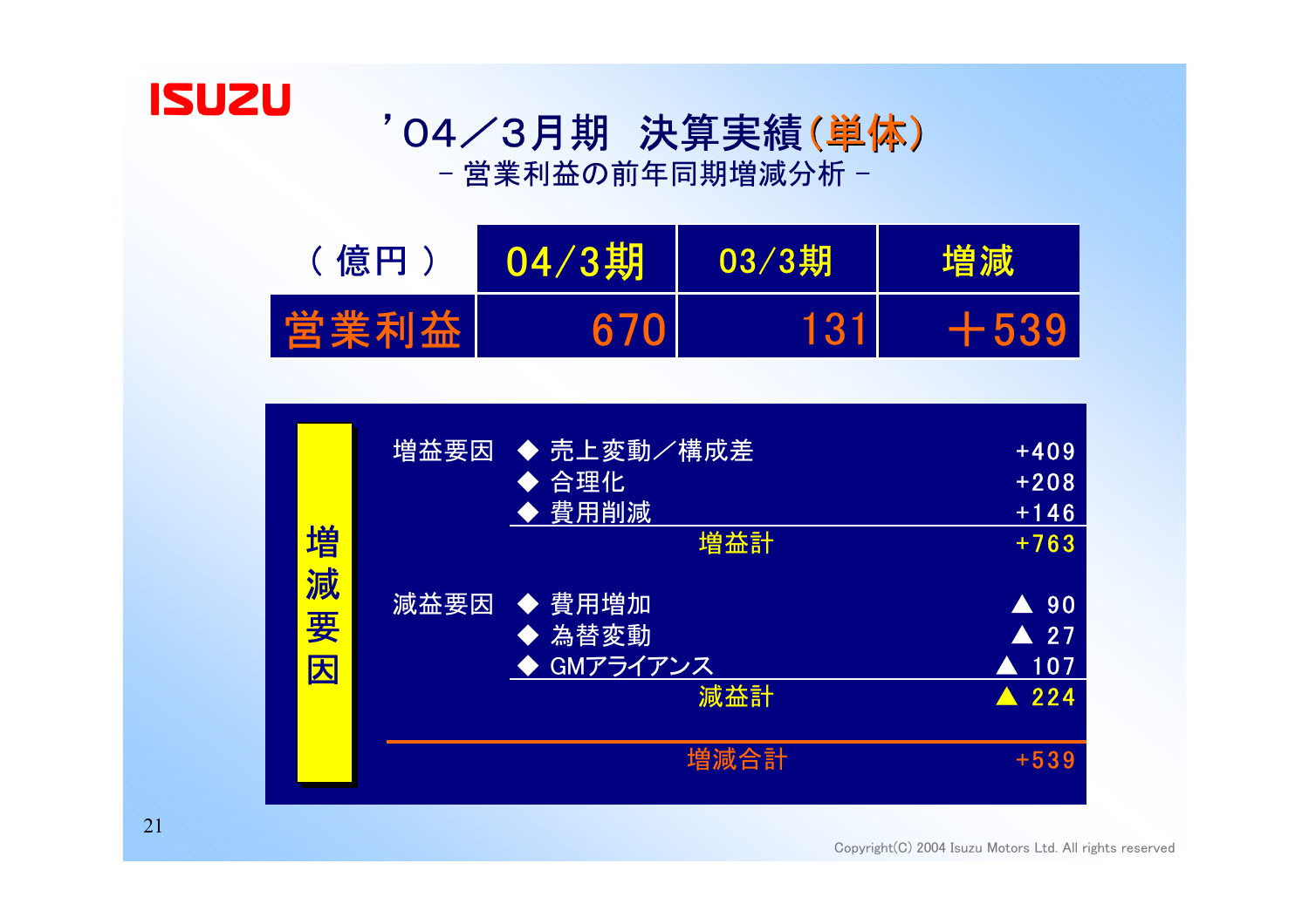# '04／3月期 決算実績(単体)

## - 営業利益の前年同期増減分析 -

| (億円) | 04/3期 | 03/3期 | 増減 |
|---|---|---|---|
| 営業利益 | 670 | 131 | ＋539 |

**増減要因**

| | | |
|---|---|---|
| 増益要因 | ◆ 売上変動／構成差 | +409 |
| | ◆ 合理化 | +208 |
| | ◆ 費用削減 | +146 |
| | 増益計 | +763 |
| 減益要因 | ◆ 費用増加 | ▲ 90 |
| | ◆ 為替変動 | ▲ 27 |
| | ◆ GMアライアンス | ▲ 107 |
| | 減益計 | ▲ 224 |
| | 増減合計 | +539 |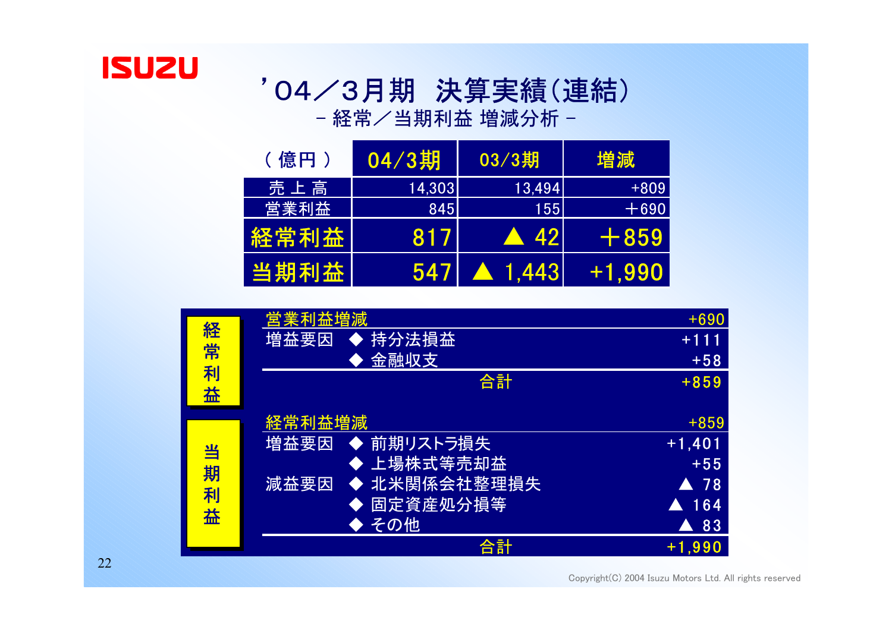# '04／3月期 決算実績(連結)

## －経常／当期利益 増減分析－

| (億円) | 04/3期 | 03/3期 | 増減 |
|---|---|---|---|
| 売上高 | 14,303 | 13,494 | +809 |
| 営業利益 | 845 | 155 | ＋690 |
| **経常利益** | **817** | **▲ 42** | **＋859** |
| **当期利益** | **547** | **▲ 1,443** | **+1,990** |

### 経常利益

| 営業利益増減 | | +690 |
|---|---|---|
| 増益要因 | ◆ 持分法損益 | +111 |
| | ◆ 金融収支 | +58 |
| | 合計 | +859 |

### 当期利益

| 経常利益増減 | | +859 |
|---|---|---|
| 増益要因 | ◆ 前期リストラ損失 | +1,401 |
| | ◆ 上場株式等売却益 | +55 |
| 減益要因 | ◆ 北米関係会社整理損失 | ▲ 78 |
| | ◆ 固定資産処分損等 | ▲ 164 |
| | ◆ その他 | ▲ 83 |
| | 合計 | +1,990 |

Copyright(C) 2004 Isuzu Motors Ltd. All rights reserved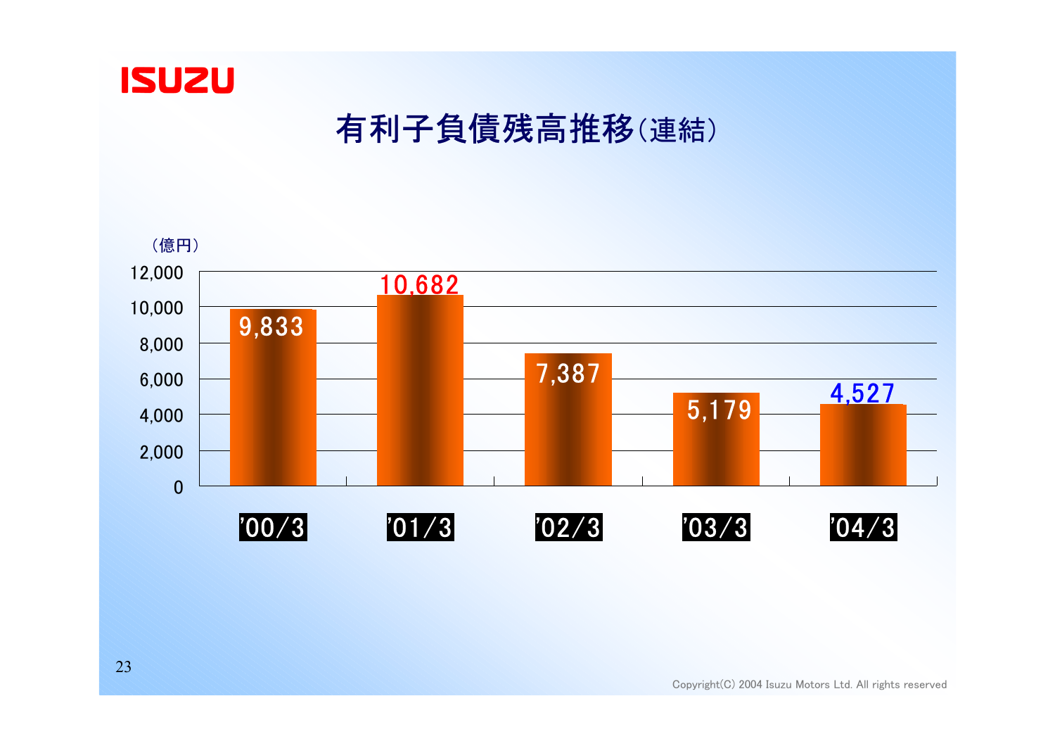# 有利子負債残高推移(連結)

（億円）

| | '00/3 | '01/3 | '02/3 | '03/3 | '04/3 |
|---|---|---|---|---|---|
| 有利子負債残高 | 9,833 | 10,682 | 7,387 | 5,179 | 4,527 |

Copyright(C) 2004 Isuzu Motors Ltd. All rights reserved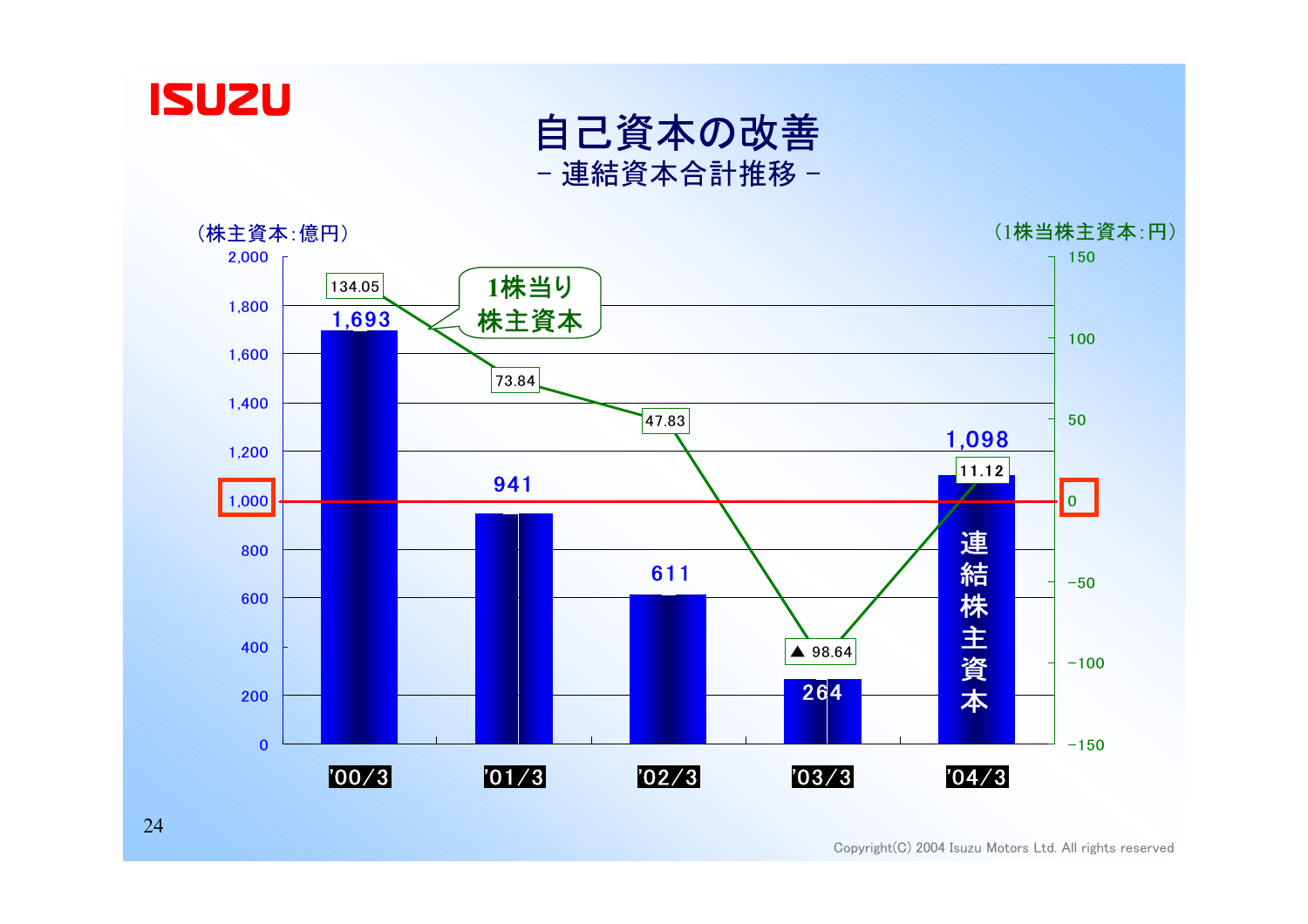# 自己資本の改善

## - 連結資本合計推移 -

（株主資本:億円） （1株当株主資本:円）

| | '00/3 | '01/3 | '02/3 | '03/3 | '04/3 |
|---|---|---|---|---|---|
| 連結株主資本（億円） | 1,693 | 941 | 611 | 264 | 1,098 |
| 1株当り株主資本（円） | 134.05 | 73.84 | 47.83 | ▲ 98.64 | 11.12 |

Copyright(C) 2004 Isuzu Motors Ltd. All rights reserved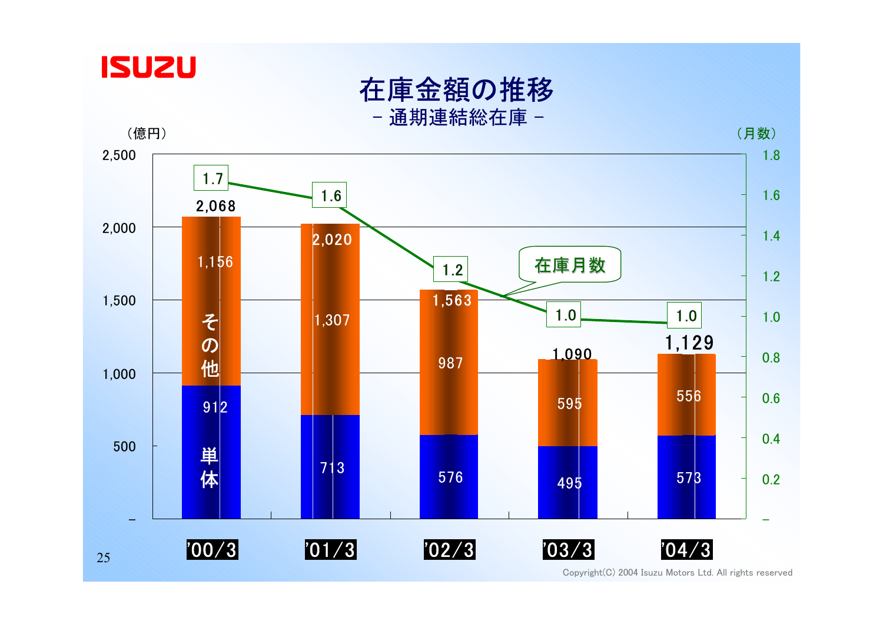# 在庫金額の推移

## - 通期連結総在庫 -

（億円）　　（月数）

| | '00/3 | '01/3 | '02/3 | '03/3 | '04/3 |
|---|---|---|---|---|---|
| その他 | 1,156 | 1,307 | 987 | 595 | 556 |
| 単体 | 912 | 713 | 576 | 495 | 573 |
| 合計 | 2,068 | 2,020 | 1,563 | 1,090 | 1,129 |
| 在庫月数 | 1.7 | 1.6 | 1.2 | 1.0 | 1.0 |

Copyright(C) 2004 Isuzu Motors Ltd. All rights reserved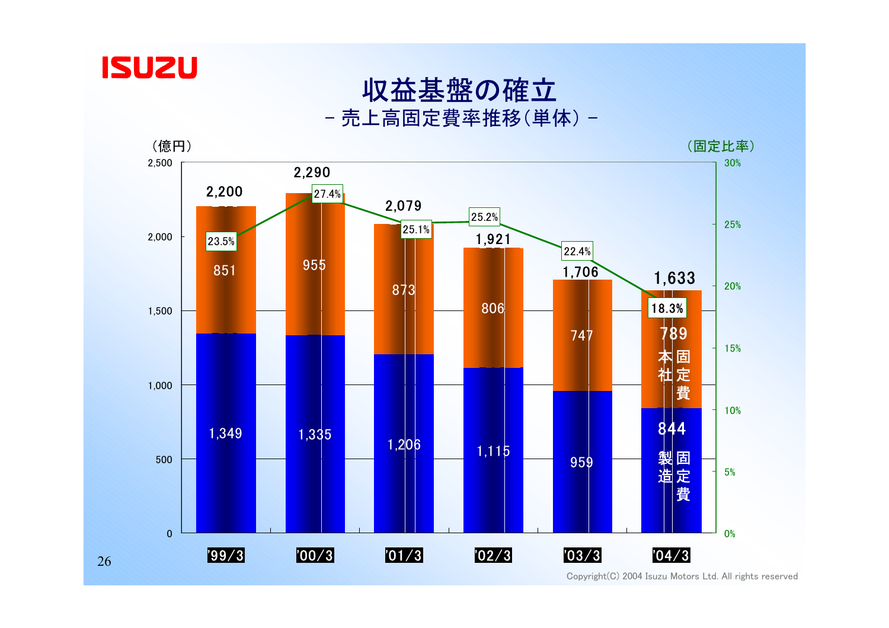# 収益基盤の確立

## - 売上高固定費率推移（単体） -

（億円） （固定比率）

| | '99/3 | '00/3 | '01/3 | '02/3 | '03/3 | '04/3 |
|---|---|---|---|---|---|---|
| 本社固定費 | 851 | 955 | 873 | 806 | 747 | 789 |
| 製造固定費 | 1,349 | 1,335 | 1,206 | 1,115 | 959 | 844 |
| 合計 | 2,200 | 2,290 | 2,079 | 1,921 | 1,706 | 1,633 |
| 固定比率 | 23.5% | 27.4% | 25.1% | 25.2% | 22.4% | 18.3% |

Copyright(C) 2004 Isuzu Motors Ltd. All rights reserved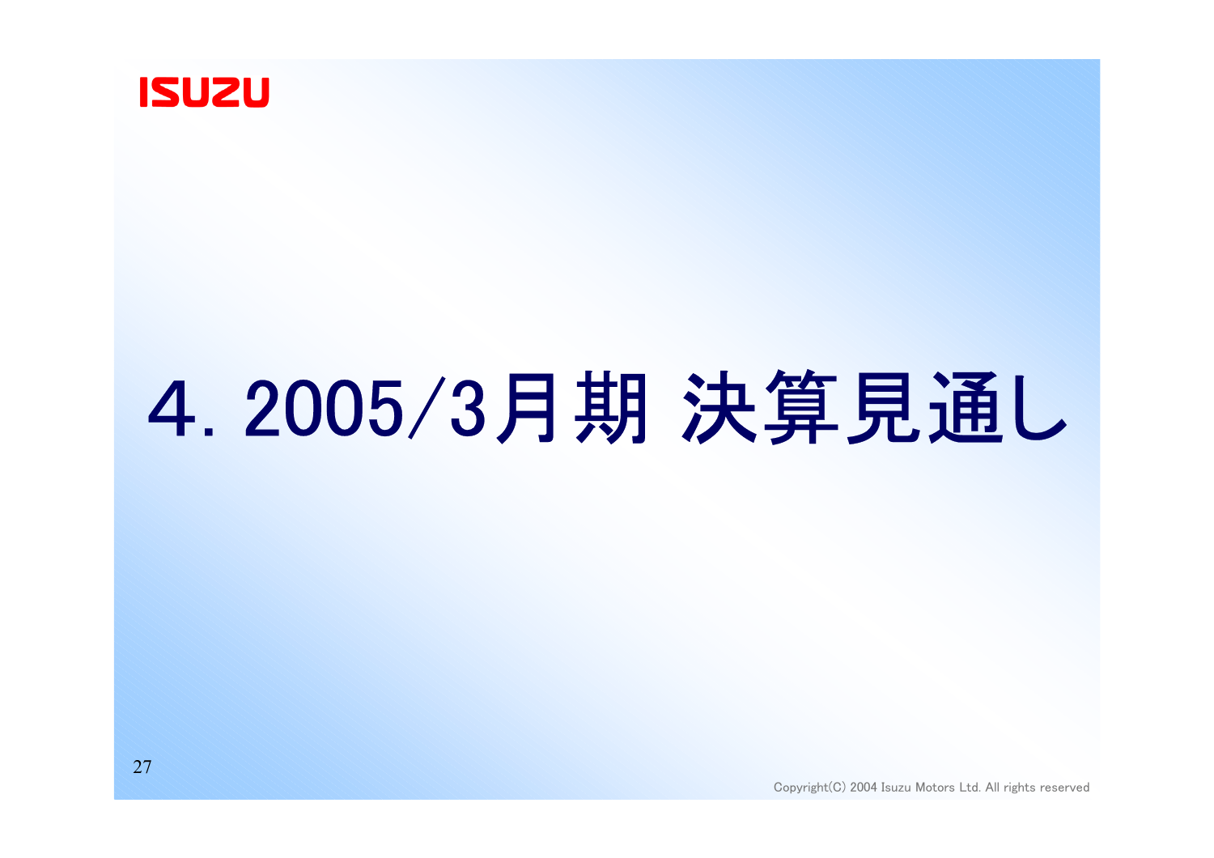# 4. 2005/3月期 決算見通し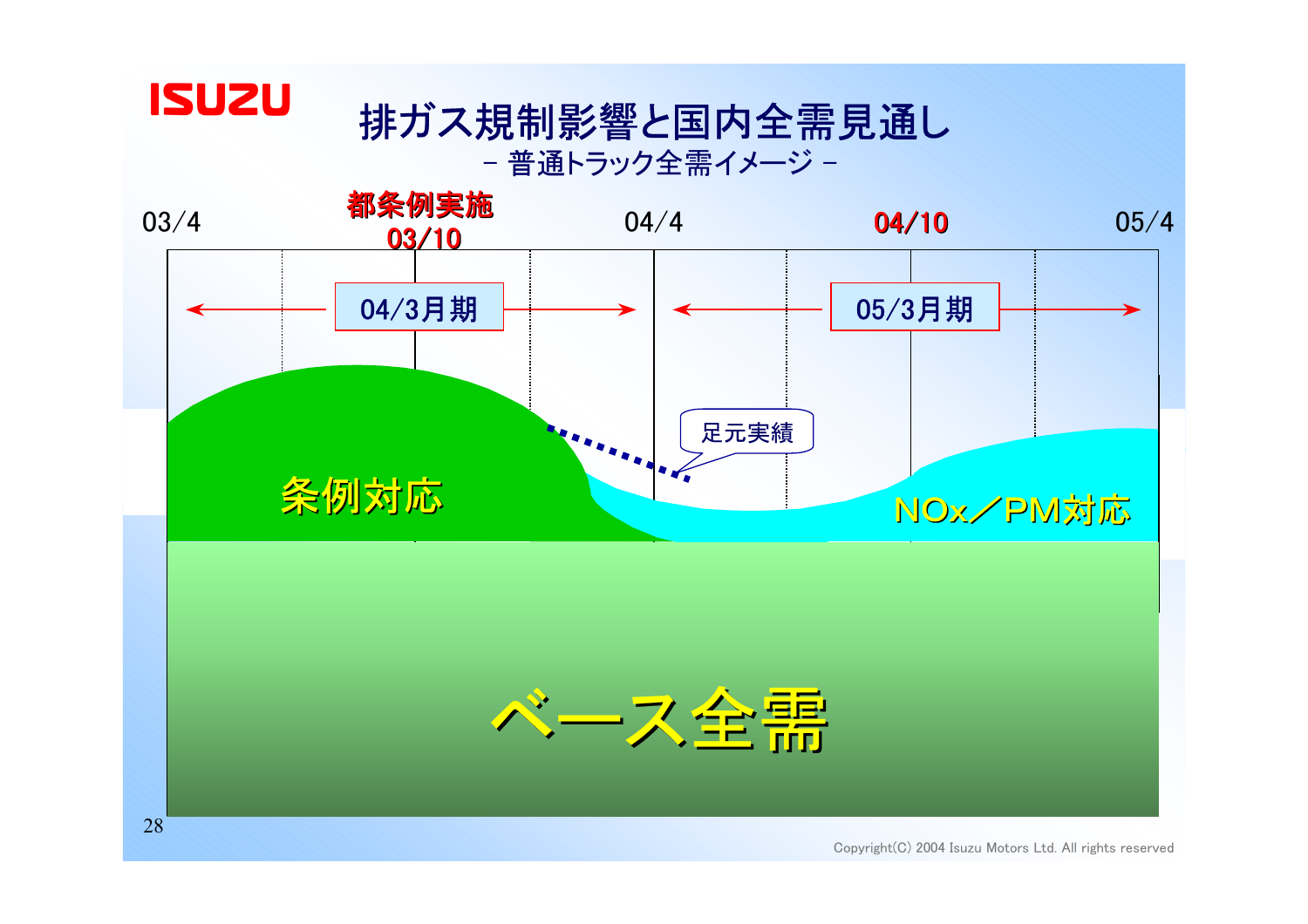# 排ガス規制影響と国内全需見通し

－ 普通トラック全需イメージ －

03/4

都条例実施
03/10

04/4

04/10

05/4

04/3月期

05/3月期

足元実績

条例対応

NOx／PM対応

ベース全需

Copyright(C) 2004 Isuzu Motors Ltd. All rights reserved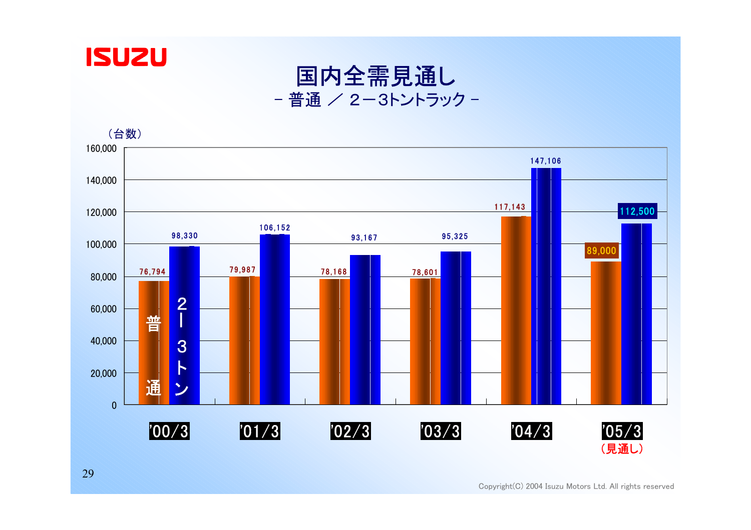# 国内全需見通し

## - 普通 ／ 2－3トントラック -

（台数）

| | '00/3 | '01/3 | '02/3 | '03/3 | '04/3 | '05/3（見通し） |
|---|---|---|---|---|---|---|
| 普通 | 76,794 | 79,987 | 78,168 | 78,601 | 117,143 | 89,000 |
| 2－3トン | 98,330 | 106,152 | 93,167 | 95,325 | 147,106 | 112,500 |

Copyright(C) 2004 Isuzu Motors Ltd. All rights reserved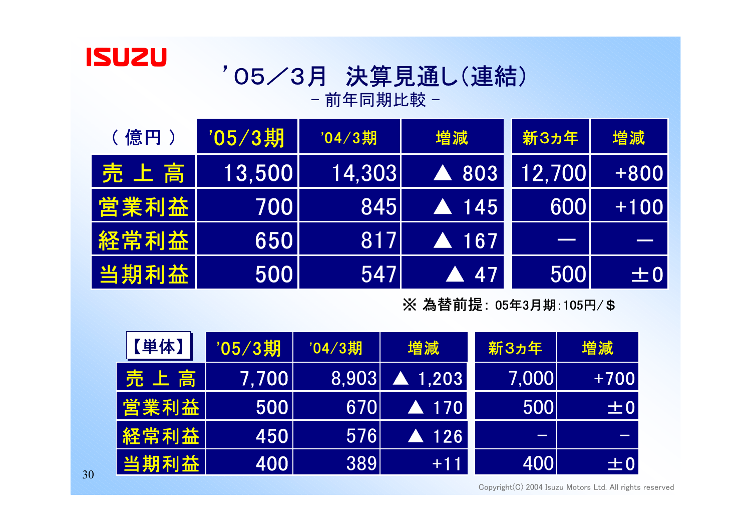# ’05／3月　決算見通し(連結)

－ 前年同期比較 －

| ( 億円 ) | '05/3期 | '04/3期 | 増減 | 新3ヵ年 | 増減 |
|---|---|---|---|---|---|
| 売 上 高 | 13,500 | 14,303 | ▲ 803 | 12,700 | +800 |
| 営業利益 | 700 | 845 | ▲ 145 | 600 | +100 |
| 経常利益 | 650 | 817 | ▲ 167 | ― | ― |
| 当期利益 | 500 | 547 | ▲ 47 | 500 | ±0 |

※ 為替前提: 05年3月期:105円/＄

| 【単体】 | '05/3期 | '04/3期 | 増減 | 新3ヵ年 | 増減 |
|---|---|---|---|---|---|
| 売 上 高 | 7,700 | 8,903 | ▲ 1,203 | 7,000 | +700 |
| 営業利益 | 500 | 670 | ▲ 170 | 500 | ±0 |
| 経常利益 | 450 | 576 | ▲ 126 | － | － |
| 当期利益 | 400 | 389 | +11 | 400 | ±0 |

Copyright(C) 2004 Isuzu Motors Ltd. All rights reserved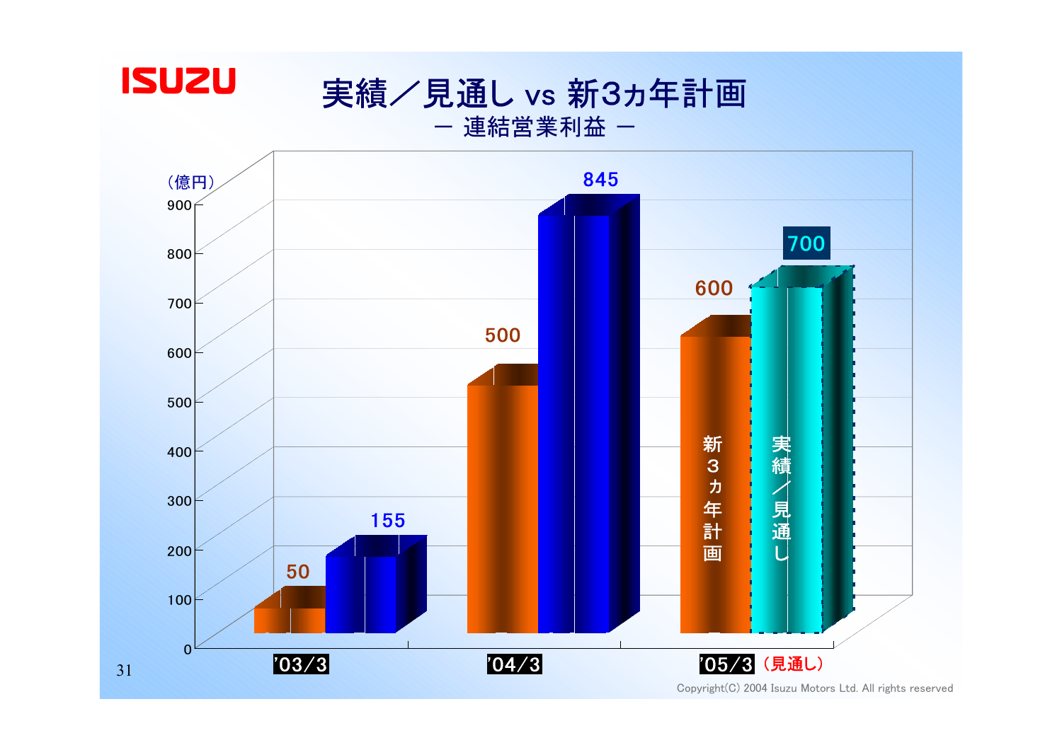# 実績／見通し vs 新3ヵ年計画

## ― 連結営業利益 ―

（億円）

| | '03/3 | '04/3 | '05/3（見通し） |
|---|---|---|---|
| 新3ヵ年計画 | 50 | 500 | 600 |
| 実績／見通し | 155 | 845 | 700 |

Copyright(C) 2004 Isuzu Motors Ltd. All rights reserved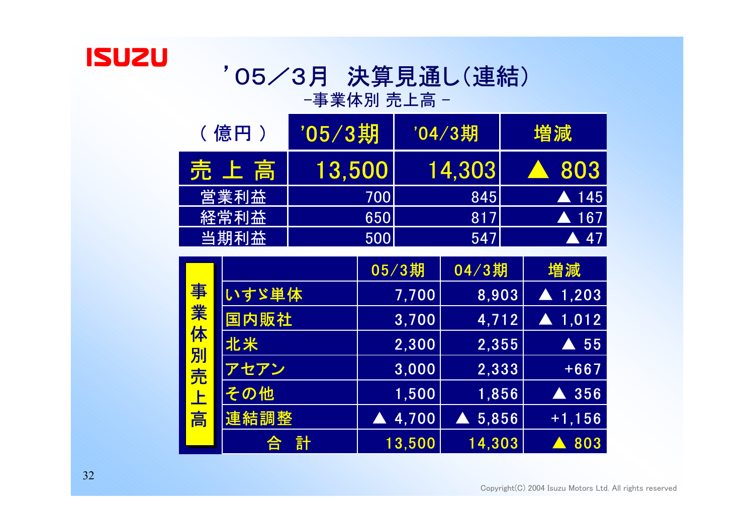# '05／3月　決算見通し(連結)

## -事業体別 売上高 -

| (億円) | '05/3期 | '04/3期 | 増減 |
|---|---|---|---|
| **売上高** | **13,500** | **14,303** | **▲ 803** |
| 営業利益 | 700 | 845 | ▲ 145 |
| 経常利益 | 650 | 817 | ▲ 167 |
| 当期利益 | 500 | 547 | ▲ 47 |

| 事業体別売上高 | 05/3期 | 04/3期 | 増減 |
|---|---|---|---|
| いすゞ単体 | 7,700 | 8,903 | ▲ 1,203 |
| 国内販社 | 3,700 | 4,712 | ▲ 1,012 |
| 北米 | 2,300 | 2,355 | ▲ 55 |
| アセアン | 3,000 | 2,333 | +667 |
| その他 | 1,500 | 1,856 | ▲ 356 |
| 連結調整 | ▲ 4,700 | ▲ 5,856 | +1,156 |
| 合　計 | 13,500 | 14,303 | ▲ 803 |

Copyright(C) 2004 Isuzu Motors Ltd. All rights reserved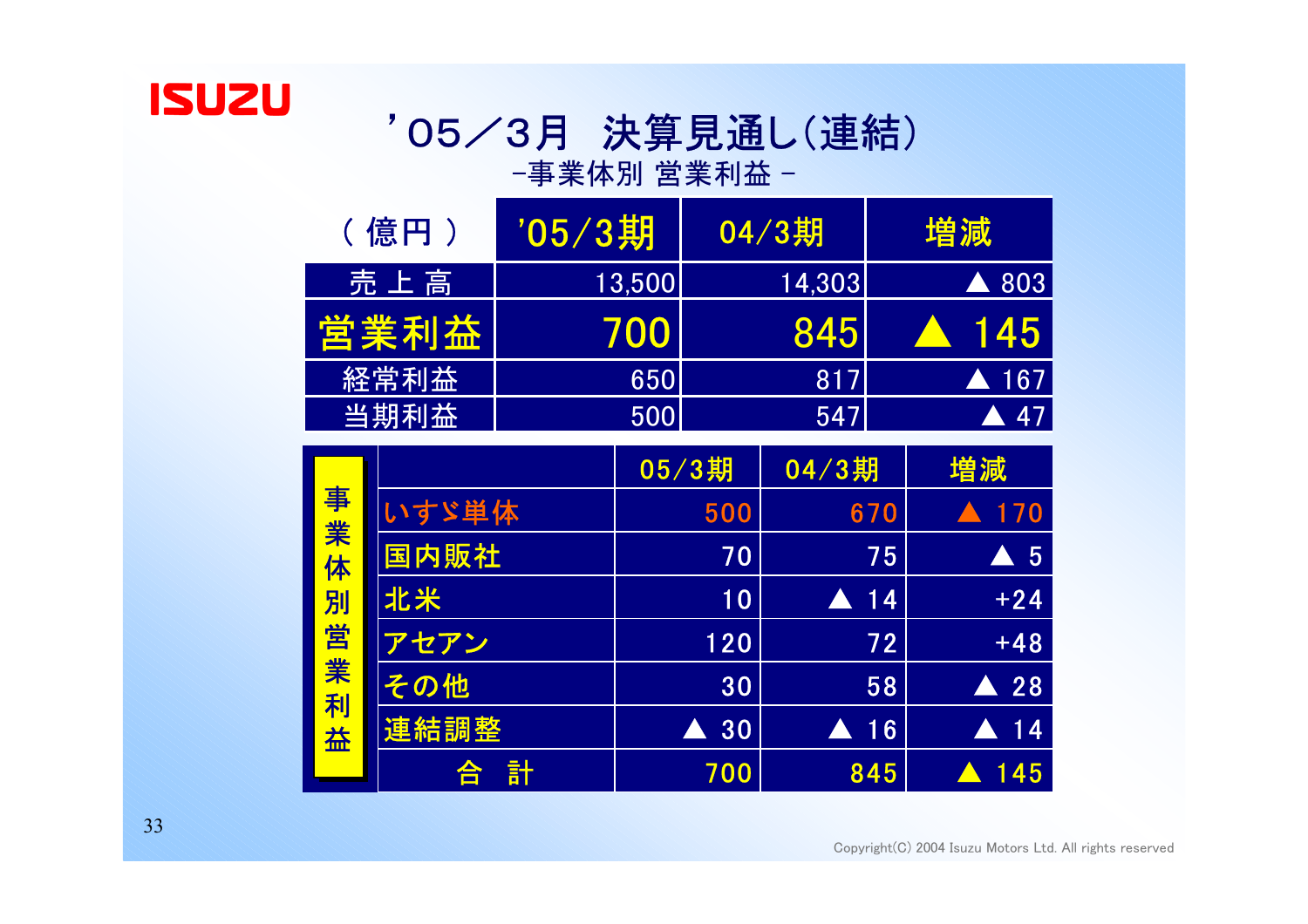ISUZU

# '05／3月　決算見通し(連結)

## -事業体別 営業利益 -

| ( 億円 ) | '05/3期 | 04/3期 | 増減 |
|---|---|---|---|
| 売 上 高 | 13,500 | 14,303 | ▲ 803 |
| **営業利益** | **700** | **845** | **▲ 145** |
| 経常利益 | 650 | 817 | ▲ 167 |
| 当期利益 | 500 | 547 | ▲ 47 |

| 事業体別営業利益 | 05/3期 | 04/3期 | 増減 |
|---|---|---|---|
| いすゞ単体 | 500 | 670 | ▲ 170 |
| 国内販社 | 70 | 75 | ▲ 5 |
| 北米 | 10 | ▲ 14 | +24 |
| アセアン | 120 | 72 | +48 |
| その他 | 30 | 58 | ▲ 28 |
| 連結調整 | ▲ 30 | ▲ 16 | ▲ 14 |
| 合　計 | 700 | 845 | ▲ 145 |

Copyright(C) 2004 Isuzu Motors Ltd. All rights reserved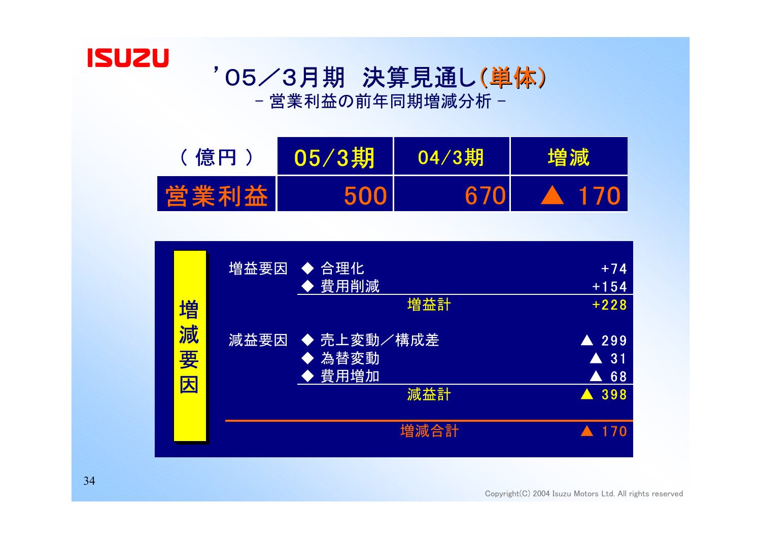ISUZU

# ’05／3月期　決算見通し(単体)

## －営業利益の前年同期増減分析－

| （億円） | 05/3期 | 04/3期 | 増減 |
|---|---|---|---|
| 営業利益 | 500 | 670 | ▲ 170 |

**増減要因**

| | 項目 | 金額 |
|---|---|---|
| 増益要因 | ◆ 合理化 | +74 |
| | ◆ 費用削減 | +154 |
| | 増益計 | +228 |
| 減益要因 | ◆ 売上変動／構成差 | ▲ 299 |
| | ◆ 為替変動 | ▲ 31 |
| | ◆ 費用増加 | ▲ 68 |
| | 減益計 | ▲ 398 |
| | 増減合計 | ▲ 170 |

Copyright(C) 2004 Isuzu Motors Ltd. All rights reserved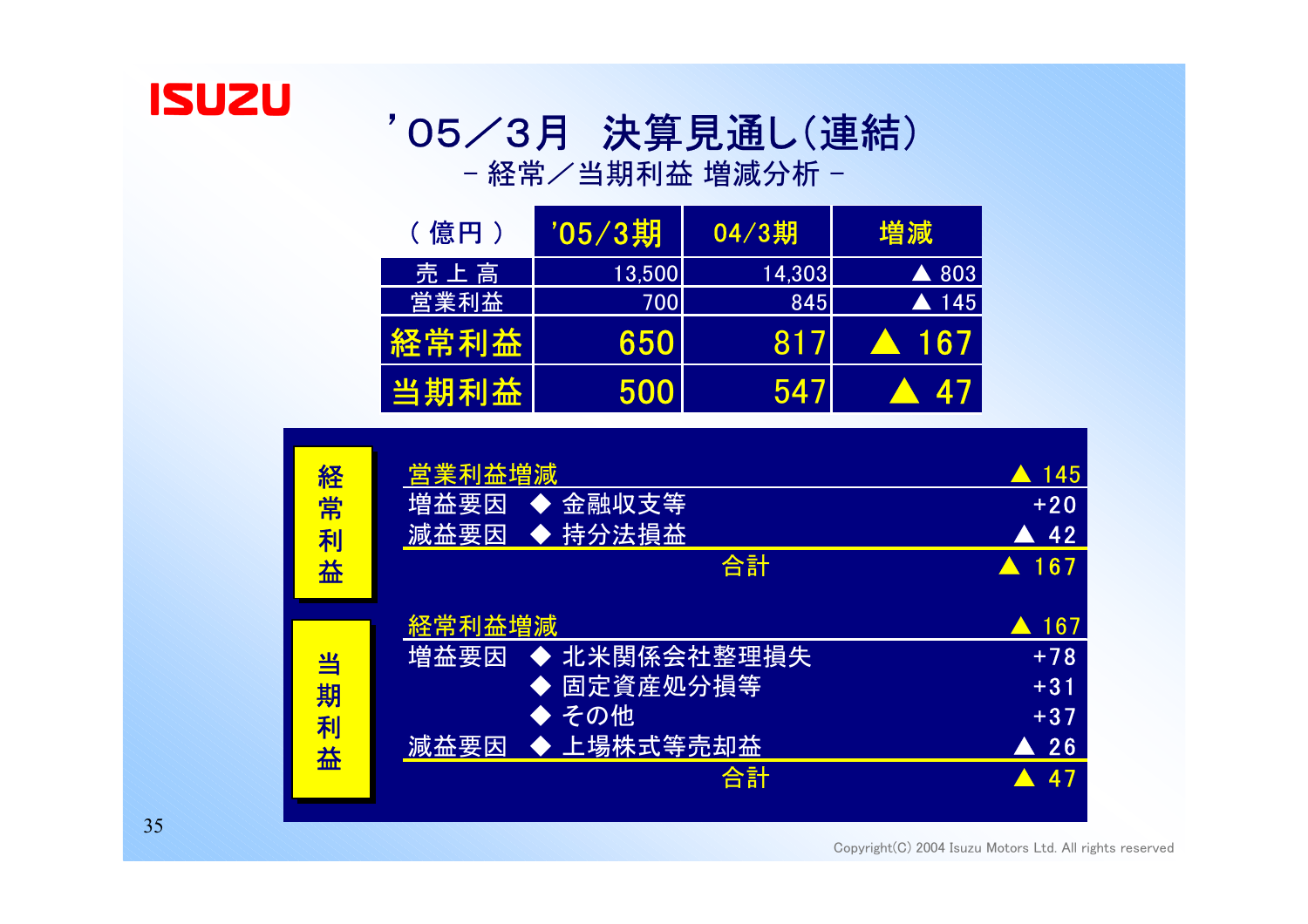# '05／3月　決算見通し（連結）

## － 経常／当期利益 増減分析 －

| （億円） | '05/3期 | 04/3期 | 増減 |
|---|---|---|---|
| 売 上 高 | 13,500 | 14,303 | ▲ 803 |
| 営業利益 | 700 | 845 | ▲ 145 |
| **経常利益** | **650** | **817** | **▲ 167** |
| **当期利益** | **500** | **547** | **▲ 47** |

### 経常利益

| | | |
|---|---|---|
| 営業利益増減 | | ▲ 145 |
| 増益要因 | ◆ 金融収支等 | +20 |
| 減益要因 | ◆ 持分法損益 | ▲ 42 |
| | 合計 | ▲ 167 |

### 当期利益

| | | |
|---|---|---|
| 経常利益増減 | | ▲ 167 |
| 増益要因 | ◆ 北米関係会社整理損失 | +78 |
| | ◆ 固定資産処分損等 | +31 |
| | ◆ その他 | +37 |
| 減益要因 | ◆ 上場株式等売却益 | ▲ 26 |
| | 合計 | ▲ 47 |

Copyright(C) 2004 Isuzu Motors Ltd. All rights reserved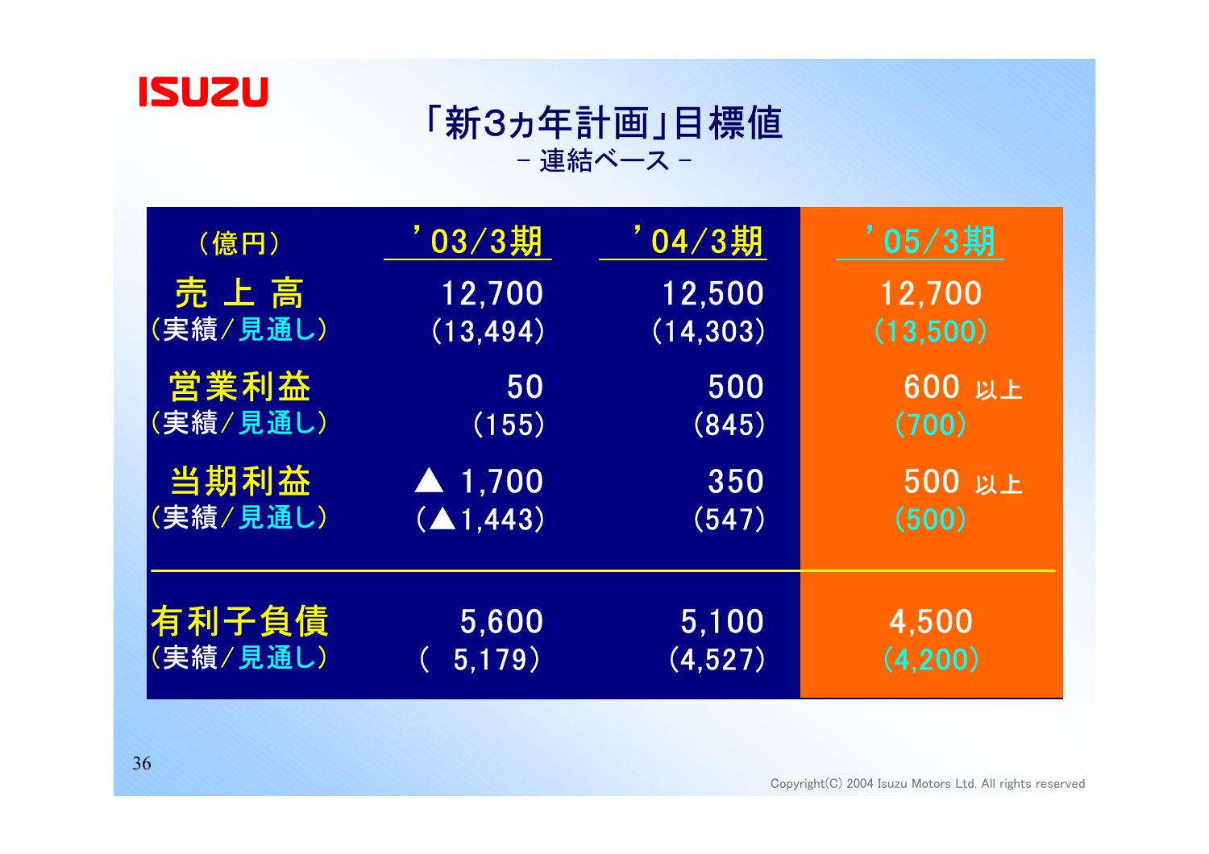# 「新3ヵ年計画」目標値

－ 連結ベース －

| （億円） | ’03/3期 | ’04/3期 | ’05/3期 |
|---|---|---|---|
| 売 上 高<br>（実績/見通し） | 12,700<br>（13,494） | 12,500<br>（14,303） | 12,700<br>（13,500） |
| 営業利益<br>（実績/見通し） | 50<br>（155） | 500<br>（845） | 600 以上<br>（700） |
| 当期利益<br>（実績/見通し） | ▲ 1,700<br>（▲1,443） | 350<br>（547） | 500 以上<br>（500） |
| 有利子負債<br>（実績/見通し） | 5,600<br>（ 5,179） | 5,100<br>（4,527） | 4,500<br>（4,200） |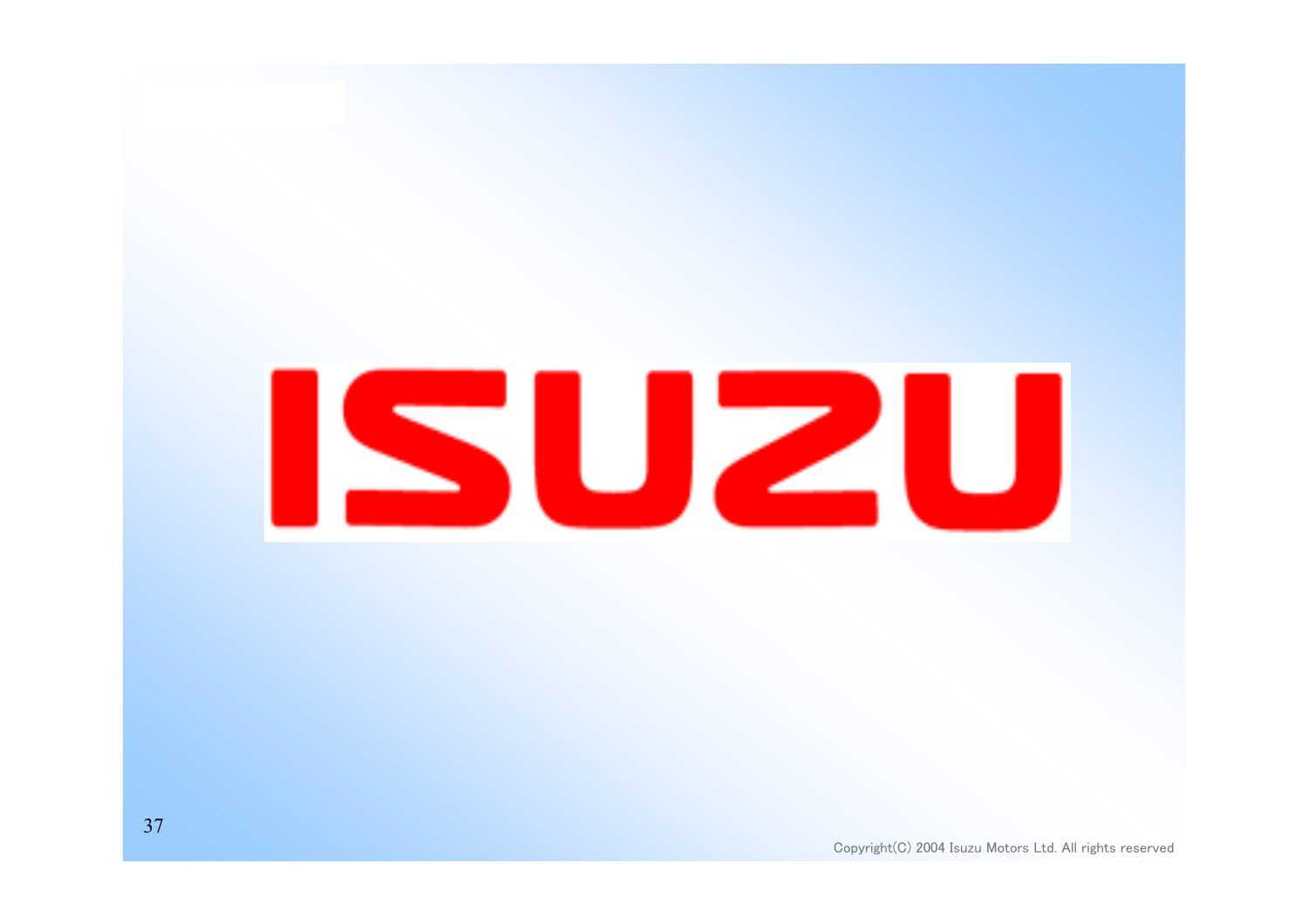ISUZU

Copyright(C) 2004 Isuzu Motors Ltd. All rights reserved